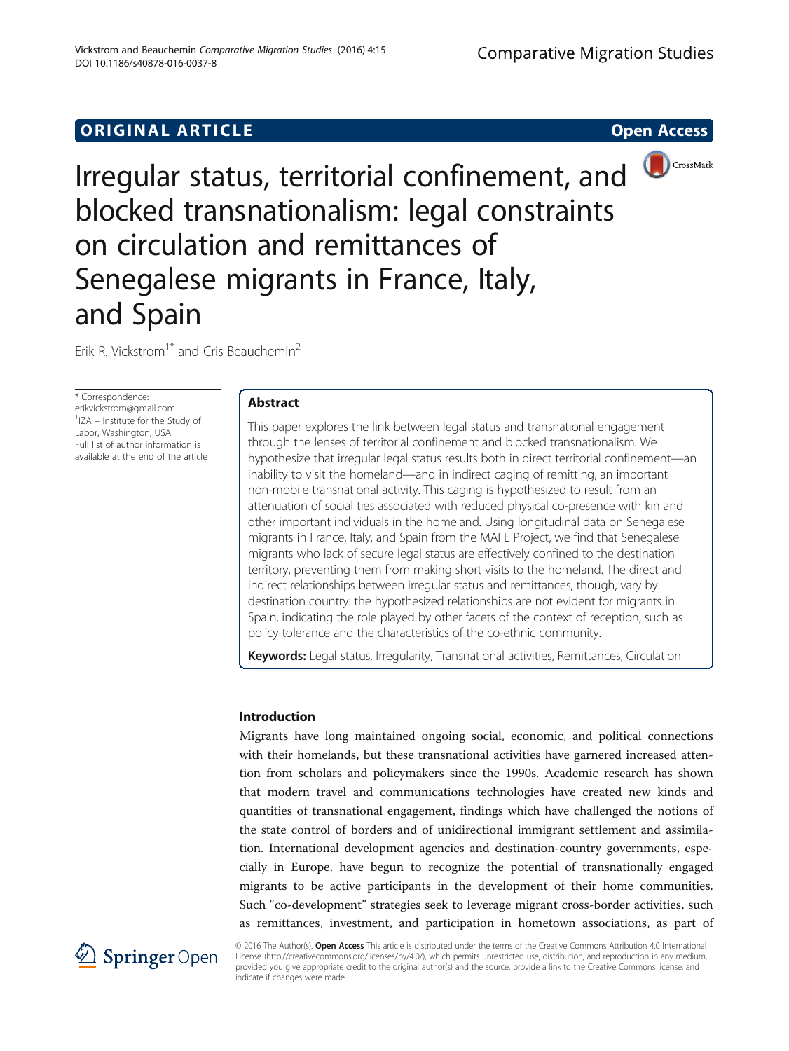**ORIGINAL ARTICLE** **Open Access**

# Irregular status, territorial confinement, and blocked transnationalism: legal constraints on circulation and remittances of Senegalese migrants in France, Italy, and Spain

Erik R. Vickstrom[1*] and Cris Beauchemin[2]

\* Correspondence: erikvickstrom@gmail.com
[1]IZA – Institute for the Study of Labor, Washington, USA
Full list of author information is available at the end of the article

## Abstract

This paper explores the link between legal status and transnational engagement through the lenses of territorial confinement and blocked transnationalism. We hypothesize that irregular legal status results both in direct territorial confinement—an inability to visit the homeland—and in indirect caging of remitting, an important non-mobile transnational activity. This caging is hypothesized to result from an attenuation of social ties associated with reduced physical co-presence with kin and other important individuals in the homeland. Using longitudinal data on Senegalese migrants in France, Italy, and Spain from the MAFE Project, we find that Senegalese migrants who lack of secure legal status are effectively confined to the destination territory, preventing them from making short visits to the homeland. The direct and indirect relationships between irregular status and remittances, though, vary by destination country: the hypothesized relationships are not evident for migrants in Spain, indicating the role played by other facets of the context of reception, such as policy tolerance and the characteristics of the co-ethnic community.

**Keywords:** Legal status, Irregularity, Transnational activities, Remittances, Circulation

## Introduction

Migrants have long maintained ongoing social, economic, and political connections with their homelands, but these transnational activities have garnered increased attention from scholars and policymakers since the 1990s. Academic research has shown that modern travel and communications technologies have created new kinds and quantities of transnational engagement, findings which have challenged the notions of the state control of borders and of unidirectional immigrant settlement and assimilation. International development agencies and destination-country governments, especially in Europe, have begun to recognize the potential of transnationally engaged migrants to be active participants in the development of their home communities. Such "co-development" strategies seek to leverage migrant cross-border activities, such as remittances, investment, and participation in hometown associations, as part of

© 2016 The Author(s). **Open Access** This article is distributed under the terms of the Creative Commons Attribution 4.0 International License (http://creativecommons.org/licenses/by/4.0/), which permits unrestricted use, distribution, and reproduction in any medium, provided you give appropriate credit to the original author(s) and the source, provide a link to the Creative Commons license, and indicate if changes were made.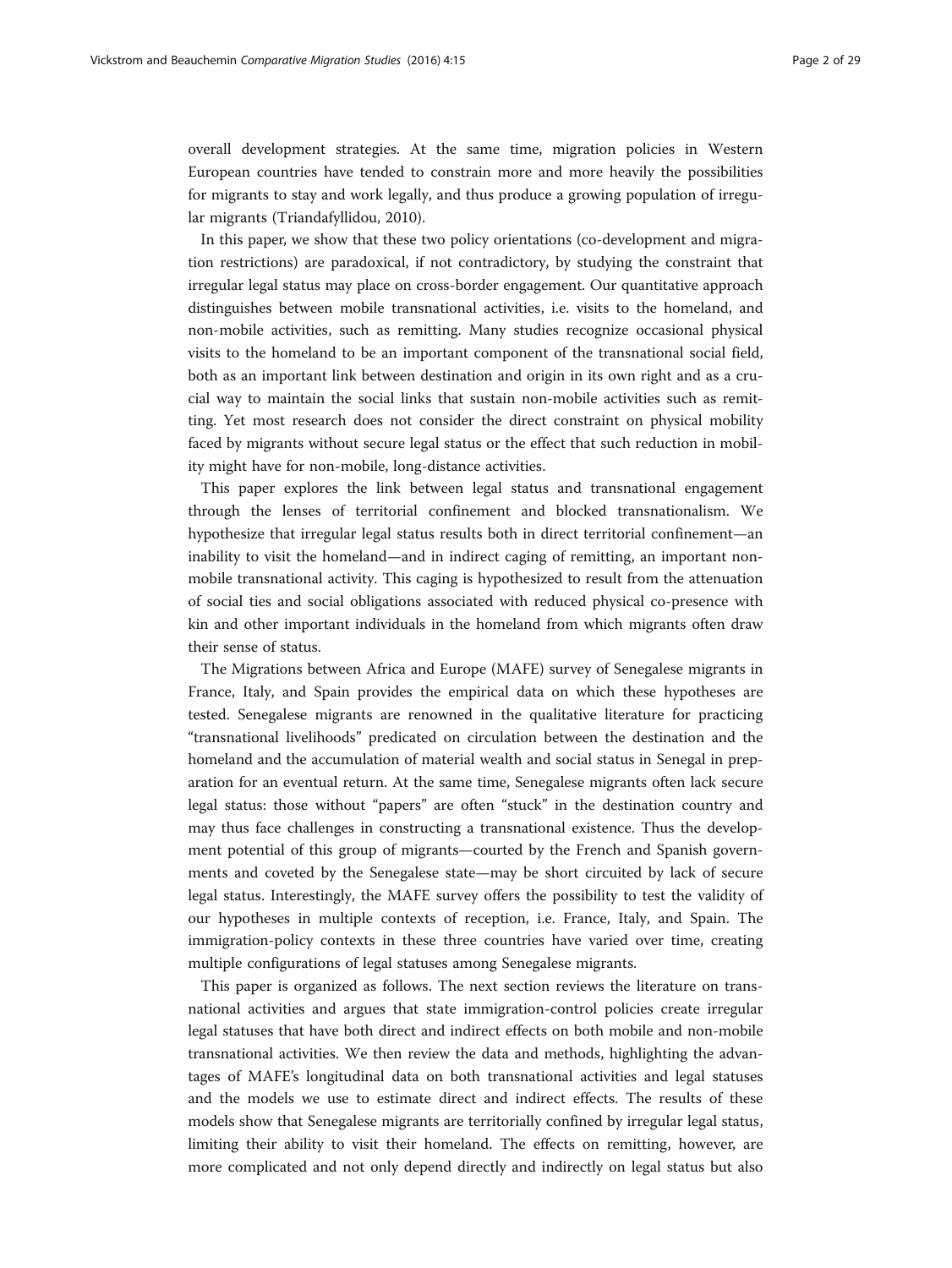overall development strategies. At the same time, migration policies in Western European countries have tended to constrain more and more heavily the possibilities for migrants to stay and work legally, and thus produce a growing population of irregular migrants (Triandafyllidou, 2010).

In this paper, we show that these two policy orientations (co-development and migration restrictions) are paradoxical, if not contradictory, by studying the constraint that irregular legal status may place on cross-border engagement. Our quantitative approach distinguishes between mobile transnational activities, i.e. visits to the homeland, and non-mobile activities, such as remitting. Many studies recognize occasional physical visits to the homeland to be an important component of the transnational social field, both as an important link between destination and origin in its own right and as a crucial way to maintain the social links that sustain non-mobile activities such as remitting. Yet most research does not consider the direct constraint on physical mobility faced by migrants without secure legal status or the effect that such reduction in mobility might have for non-mobile, long-distance activities.

This paper explores the link between legal status and transnational engagement through the lenses of territorial confinement and blocked transnationalism. We hypothesize that irregular legal status results both in direct territorial confinement—an inability to visit the homeland—and in indirect caging of remitting, an important non-mobile transnational activity. This caging is hypothesized to result from the attenuation of social ties and social obligations associated with reduced physical co-presence with kin and other important individuals in the homeland from which migrants often draw their sense of status.

The Migrations between Africa and Europe (MAFE) survey of Senegalese migrants in France, Italy, and Spain provides the empirical data on which these hypotheses are tested. Senegalese migrants are renowned in the qualitative literature for practicing "transnational livelihoods" predicated on circulation between the destination and the homeland and the accumulation of material wealth and social status in Senegal in preparation for an eventual return. At the same time, Senegalese migrants often lack secure legal status: those without "papers" are often "stuck" in the destination country and may thus face challenges in constructing a transnational existence. Thus the development potential of this group of migrants—courted by the French and Spanish governments and coveted by the Senegalese state—may be short circuited by lack of secure legal status. Interestingly, the MAFE survey offers the possibility to test the validity of our hypotheses in multiple contexts of reception, i.e. France, Italy, and Spain. The immigration-policy contexts in these three countries have varied over time, creating multiple configurations of legal statuses among Senegalese migrants.

This paper is organized as follows. The next section reviews the literature on transnational activities and argues that state immigration-control policies create irregular legal statuses that have both direct and indirect effects on both mobile and non-mobile transnational activities. We then review the data and methods, highlighting the advantages of MAFE's longitudinal data on both transnational activities and legal statuses and the models we use to estimate direct and indirect effects. The results of these models show that Senegalese migrants are territorially confined by irregular legal status, limiting their ability to visit their homeland. The effects on remitting, however, are more complicated and not only depend directly and indirectly on legal status but also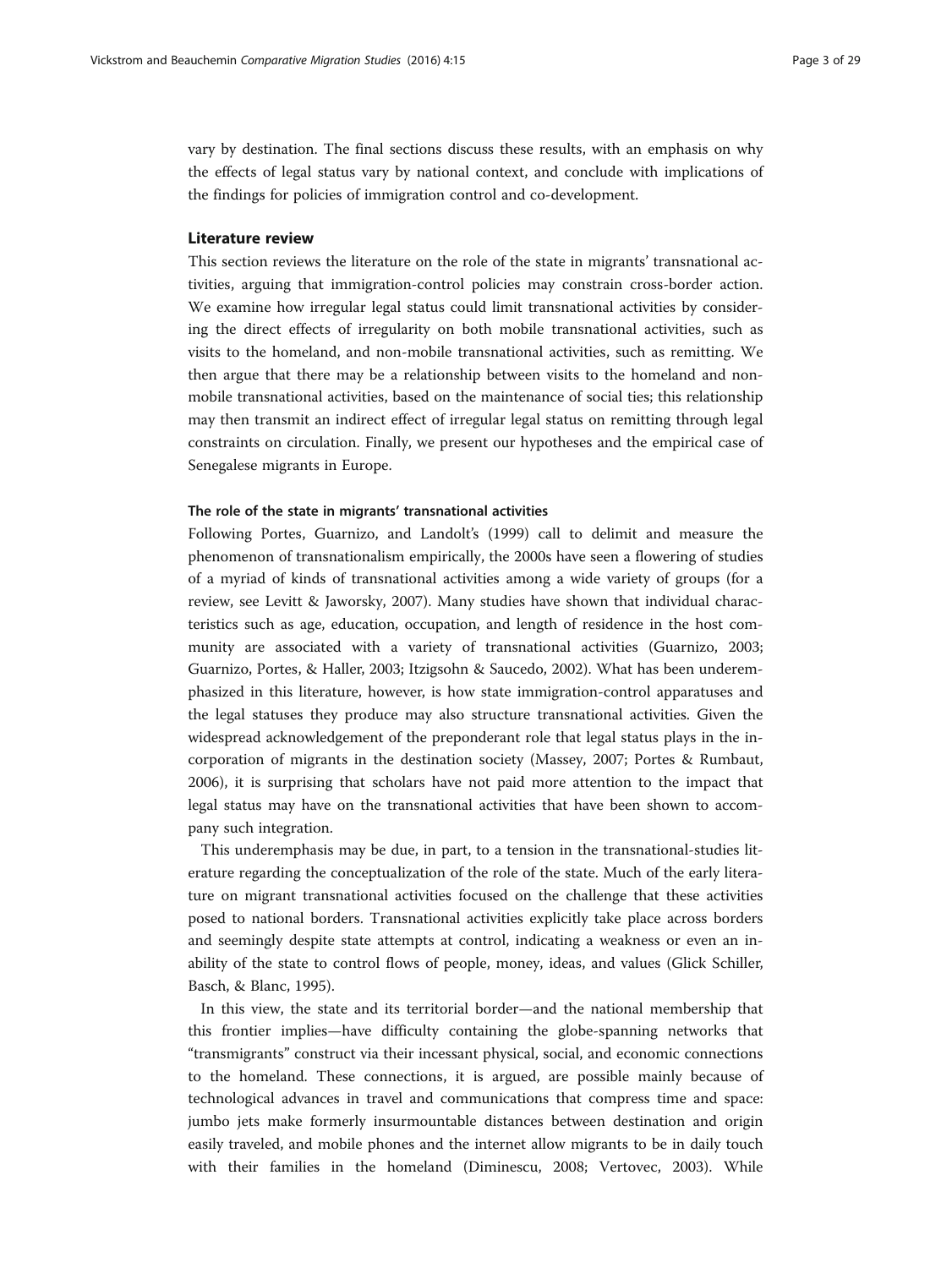vary by destination. The final sections discuss these results, with an emphasis on why the effects of legal status vary by national context, and conclude with implications of the findings for policies of immigration control and co-development.

## Literature review

This section reviews the literature on the role of the state in migrants' transnational activities, arguing that immigration-control policies may constrain cross-border action. We examine how irregular legal status could limit transnational activities by considering the direct effects of irregularity on both mobile transnational activities, such as visits to the homeland, and non-mobile transnational activities, such as remitting. We then argue that there may be a relationship between visits to the homeland and non-mobile transnational activities, based on the maintenance of social ties; this relationship may then transmit an indirect effect of irregular legal status on remitting through legal constraints on circulation. Finally, we present our hypotheses and the empirical case of Senegalese migrants in Europe.

### The role of the state in migrants' transnational activities

Following Portes, Guarnizo, and Landolt's (1999) call to delimit and measure the phenomenon of transnationalism empirically, the 2000s have seen a flowering of studies of a myriad of kinds of transnational activities among a wide variety of groups (for a review, see Levitt & Jaworsky, 2007). Many studies have shown that individual characteristics such as age, education, occupation, and length of residence in the host community are associated with a variety of transnational activities (Guarnizo, 2003; Guarnizo, Portes, & Haller, 2003; Itzigsohn & Saucedo, 2002). What has been underemphasized in this literature, however, is how state immigration-control apparatuses and the legal statuses they produce may also structure transnational activities. Given the widespread acknowledgement of the preponderant role that legal status plays in the incorporation of migrants in the destination society (Massey, 2007; Portes & Rumbaut, 2006), it is surprising that scholars have not paid more attention to the impact that legal status may have on the transnational activities that have been shown to accompany such integration.

This underemphasis may be due, in part, to a tension in the transnational-studies literature regarding the conceptualization of the role of the state. Much of the early literature on migrant transnational activities focused on the challenge that these activities posed to national borders. Transnational activities explicitly take place across borders and seemingly despite state attempts at control, indicating a weakness or even an inability of the state to control flows of people, money, ideas, and values (Glick Schiller, Basch, & Blanc, 1995).

In this view, the state and its territorial border—and the national membership that this frontier implies—have difficulty containing the globe-spanning networks that "transmigrants" construct via their incessant physical, social, and economic connections to the homeland. These connections, it is argued, are possible mainly because of technological advances in travel and communications that compress time and space: jumbo jets make formerly insurmountable distances between destination and origin easily traveled, and mobile phones and the internet allow migrants to be in daily touch with their families in the homeland (Diminescu, 2008; Vertovec, 2003). While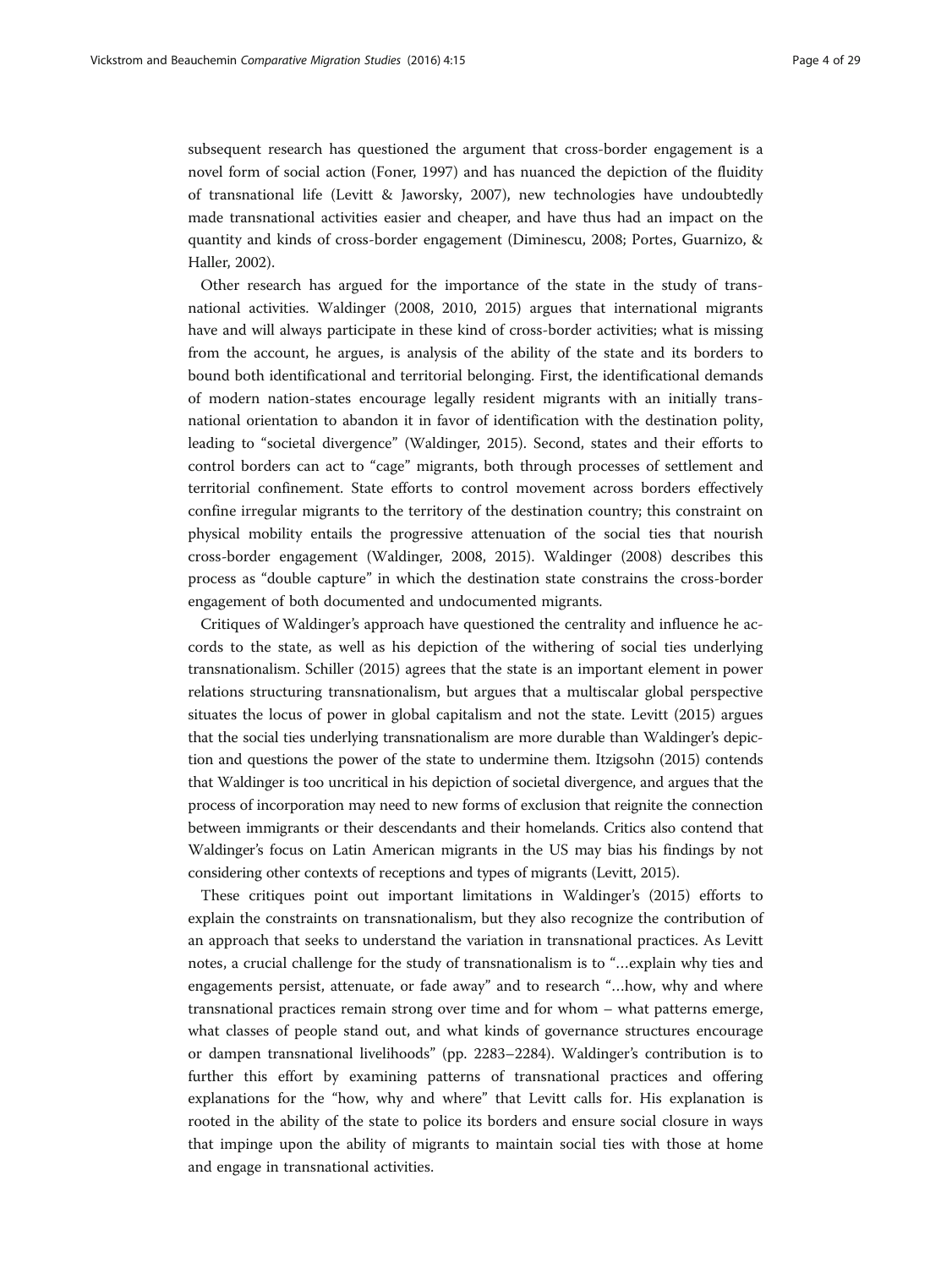subsequent research has questioned the argument that cross-border engagement is a novel form of social action (Foner, 1997) and has nuanced the depiction of the fluidity of transnational life (Levitt & Jaworsky, 2007), new technologies have undoubtedly made transnational activities easier and cheaper, and have thus had an impact on the quantity and kinds of cross-border engagement (Diminescu, 2008; Portes, Guarnizo, & Haller, 2002).

Other research has argued for the importance of the state in the study of transnational activities. Waldinger (2008, 2010, 2015) argues that international migrants have and will always participate in these kind of cross-border activities; what is missing from the account, he argues, is analysis of the ability of the state and its borders to bound both identificational and territorial belonging. First, the identificational demands of modern nation-states encourage legally resident migrants with an initially transnational orientation to abandon it in favor of identification with the destination polity, leading to "societal divergence" (Waldinger, 2015). Second, states and their efforts to control borders can act to "cage" migrants, both through processes of settlement and territorial confinement. State efforts to control movement across borders effectively confine irregular migrants to the territory of the destination country; this constraint on physical mobility entails the progressive attenuation of the social ties that nourish cross-border engagement (Waldinger, 2008, 2015). Waldinger (2008) describes this process as "double capture" in which the destination state constrains the cross-border engagement of both documented and undocumented migrants.

Critiques of Waldinger's approach have questioned the centrality and influence he accords to the state, as well as his depiction of the withering of social ties underlying transnationalism. Schiller (2015) agrees that the state is an important element in power relations structuring transnationalism, but argues that a multiscalar global perspective situates the locus of power in global capitalism and not the state. Levitt (2015) argues that the social ties underlying transnationalism are more durable than Waldinger's depiction and questions the power of the state to undermine them. Itzigsohn (2015) contends that Waldinger is too uncritical in his depiction of societal divergence, and argues that the process of incorporation may need to new forms of exclusion that reignite the connection between immigrants or their descendants and their homelands. Critics also contend that Waldinger's focus on Latin American migrants in the US may bias his findings by not considering other contexts of receptions and types of migrants (Levitt, 2015).

These critiques point out important limitations in Waldinger's (2015) efforts to explain the constraints on transnationalism, but they also recognize the contribution of an approach that seeks to understand the variation in transnational practices. As Levitt notes, a crucial challenge for the study of transnationalism is to "…explain why ties and engagements persist, attenuate, or fade away" and to research "…how, why and where transnational practices remain strong over time and for whom – what patterns emerge, what classes of people stand out, and what kinds of governance structures encourage or dampen transnational livelihoods" (pp. 2283–2284). Waldinger's contribution is to further this effort by examining patterns of transnational practices and offering explanations for the "how, why and where" that Levitt calls for. His explanation is rooted in the ability of the state to police its borders and ensure social closure in ways that impinge upon the ability of migrants to maintain social ties with those at home and engage in transnational activities.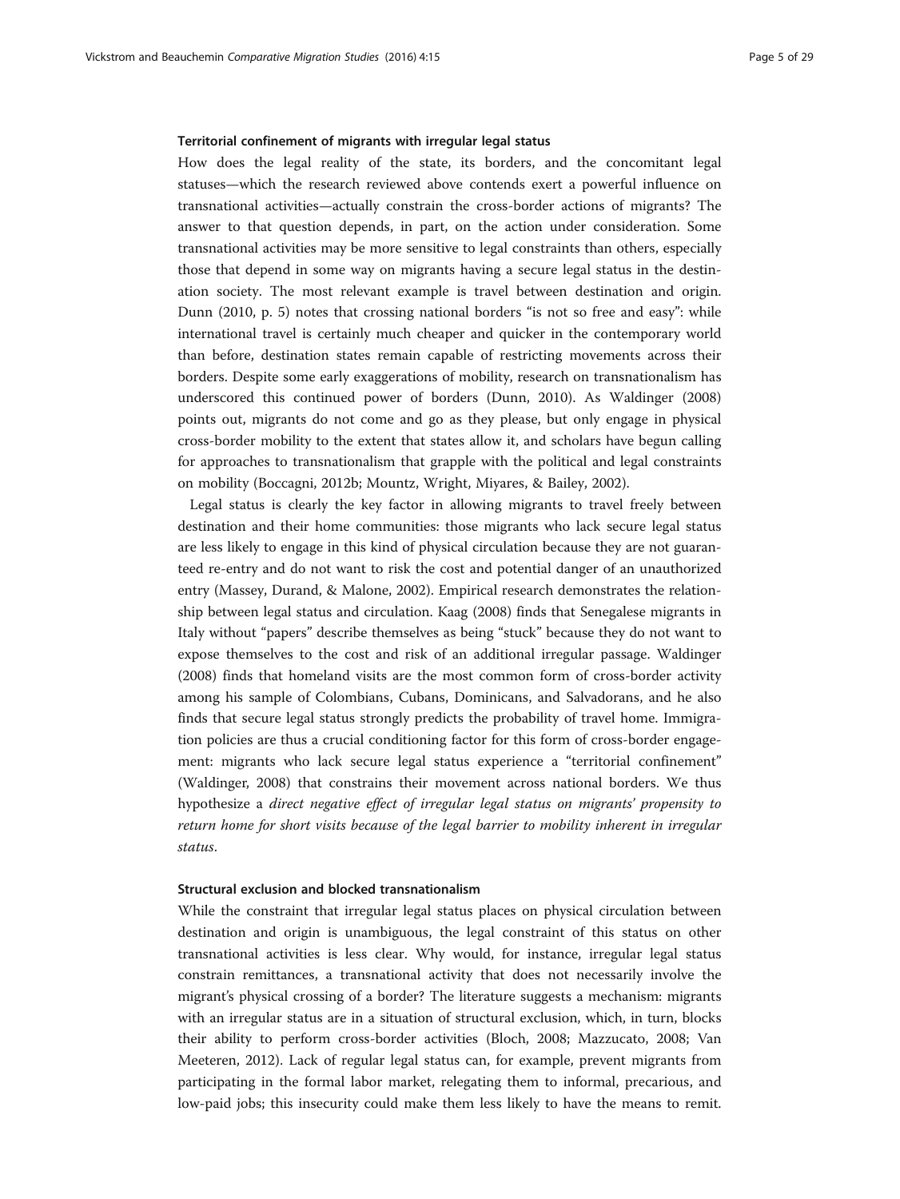#### Territorial confinement of migrants with irregular legal status

How does the legal reality of the state, its borders, and the concomitant legal statuses—which the research reviewed above contends exert a powerful influence on transnational activities—actually constrain the cross-border actions of migrants? The answer to that question depends, in part, on the action under consideration. Some transnational activities may be more sensitive to legal constraints than others, especially those that depend in some way on migrants having a secure legal status in the destination society. The most relevant example is travel between destination and origin. Dunn (2010, p. 5) notes that crossing national borders "is not so free and easy": while international travel is certainly much cheaper and quicker in the contemporary world than before, destination states remain capable of restricting movements across their borders. Despite some early exaggerations of mobility, research on transnationalism has underscored this continued power of borders (Dunn, 2010). As Waldinger (2008) points out, migrants do not come and go as they please, but only engage in physical cross-border mobility to the extent that states allow it, and scholars have begun calling for approaches to transnationalism that grapple with the political and legal constraints on mobility (Boccagni, 2012b; Mountz, Wright, Miyares, & Bailey, 2002).

Legal status is clearly the key factor in allowing migrants to travel freely between destination and their home communities: those migrants who lack secure legal status are less likely to engage in this kind of physical circulation because they are not guaranteed re-entry and do not want to risk the cost and potential danger of an unauthorized entry (Massey, Durand, & Malone, 2002). Empirical research demonstrates the relationship between legal status and circulation. Kaag (2008) finds that Senegalese migrants in Italy without "papers" describe themselves as being "stuck" because they do not want to expose themselves to the cost and risk of an additional irregular passage. Waldinger (2008) finds that homeland visits are the most common form of cross-border activity among his sample of Colombians, Cubans, Dominicans, and Salvadorans, and he also finds that secure legal status strongly predicts the probability of travel home. Immigration policies are thus a crucial conditioning factor for this form of cross-border engagement: migrants who lack secure legal status experience a "territorial confinement" (Waldinger, 2008) that constrains their movement across national borders. We thus hypothesize a *direct negative effect of irregular legal status on migrants' propensity to return home for short visits because of the legal barrier to mobility inherent in irregular status*.

#### Structural exclusion and blocked transnationalism

While the constraint that irregular legal status places on physical circulation between destination and origin is unambiguous, the legal constraint of this status on other transnational activities is less clear. Why would, for instance, irregular legal status constrain remittances, a transnational activity that does not necessarily involve the migrant's physical crossing of a border? The literature suggests a mechanism: migrants with an irregular status are in a situation of structural exclusion, which, in turn, blocks their ability to perform cross-border activities (Bloch, 2008; Mazzucato, 2008; Van Meeteren, 2012). Lack of regular legal status can, for example, prevent migrants from participating in the formal labor market, relegating them to informal, precarious, and low-paid jobs; this insecurity could make them less likely to have the means to remit.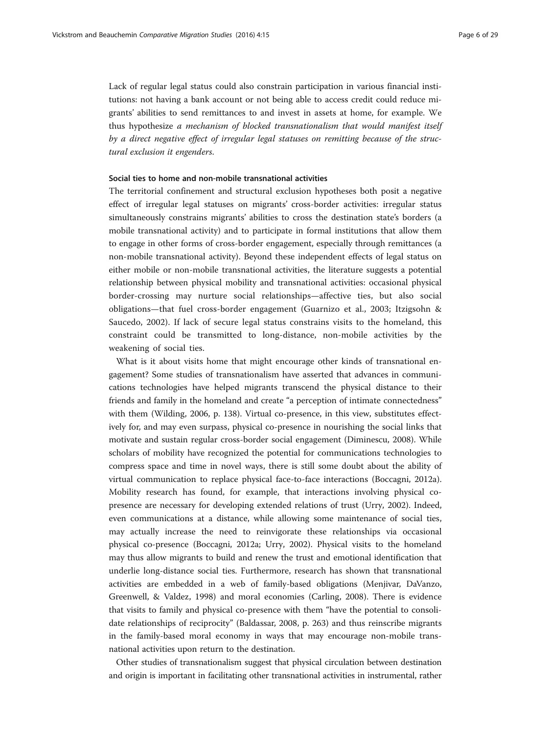Lack of regular legal status could also constrain participation in various financial institutions: not having a bank account or not being able to access credit could reduce migrants' abilities to send remittances to and invest in assets at home, for example. We thus hypothesize *a mechanism of blocked transnationalism that would manifest itself by a direct negative effect of irregular legal statuses on remitting because of the structural exclusion it engenders.*

#### Social ties to home and non-mobile transnational activities

The territorial confinement and structural exclusion hypotheses both posit a negative effect of irregular legal statuses on migrants' cross-border activities: irregular status simultaneously constrains migrants' abilities to cross the destination state's borders (a mobile transnational activity) and to participate in formal institutions that allow them to engage in other forms of cross-border engagement, especially through remittances (a non-mobile transnational activity). Beyond these independent effects of legal status on either mobile or non-mobile transnational activities, the literature suggests a potential relationship between physical mobility and transnational activities: occasional physical border-crossing may nurture social relationships—affective ties, but also social obligations—that fuel cross-border engagement (Guarnizo et al., 2003; Itzigsohn & Saucedo, 2002). If lack of secure legal status constrains visits to the homeland, this constraint could be transmitted to long-distance, non-mobile activities by the weakening of social ties.

What is it about visits home that might encourage other kinds of transnational engagement? Some studies of transnationalism have asserted that advances in communications technologies have helped migrants transcend the physical distance to their friends and family in the homeland and create "a perception of intimate connectedness" with them (Wilding, 2006, p. 138). Virtual co-presence, in this view, substitutes effectively for, and may even surpass, physical co-presence in nourishing the social links that motivate and sustain regular cross-border social engagement (Diminescu, 2008). While scholars of mobility have recognized the potential for communications technologies to compress space and time in novel ways, there is still some doubt about the ability of virtual communication to replace physical face-to-face interactions (Boccagni, 2012a). Mobility research has found, for example, that interactions involving physical co-presence are necessary for developing extended relations of trust (Urry, 2002). Indeed, even communications at a distance, while allowing some maintenance of social ties, may actually increase the need to reinvigorate these relationships via occasional physical co-presence (Boccagni, 2012a; Urry, 2002). Physical visits to the homeland may thus allow migrants to build and renew the trust and emotional identification that underlie long-distance social ties. Furthermore, research has shown that transnational activities are embedded in a web of family-based obligations (Menjivar, DaVanzo, Greenwell, & Valdez, 1998) and moral economies (Carling, 2008). There is evidence that visits to family and physical co-presence with them "have the potential to consolidate relationships of reciprocity" (Baldassar, 2008, p. 263) and thus reinscribe migrants in the family-based moral economy in ways that may encourage non-mobile transnational activities upon return to the destination.

Other studies of transnationalism suggest that physical circulation between destination and origin is important in facilitating other transnational activities in instrumental, rather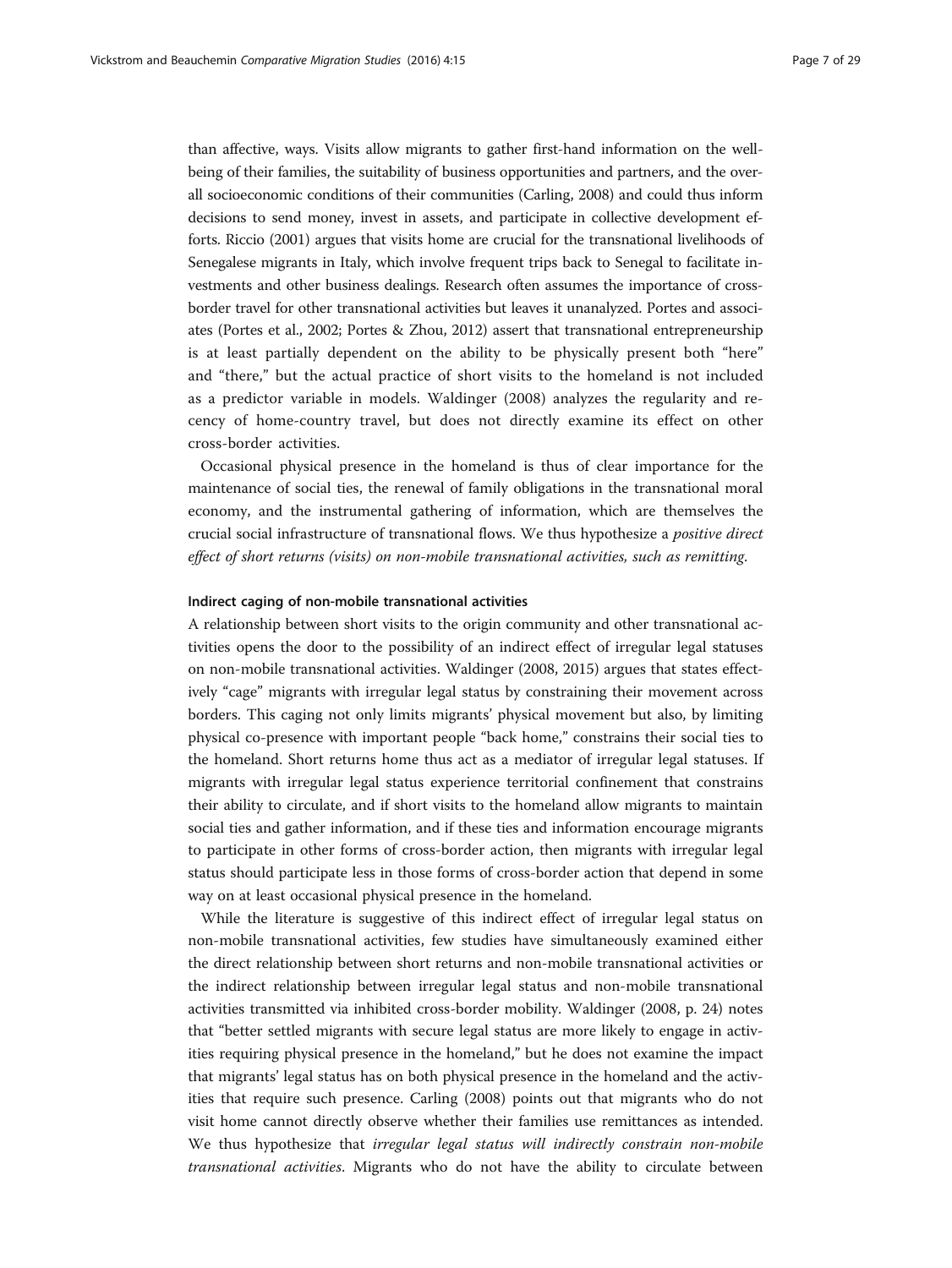than affective, ways. Visits allow migrants to gather first-hand information on the well-being of their families, the suitability of business opportunities and partners, and the overall socioeconomic conditions of their communities (Carling, 2008) and could thus inform decisions to send money, invest in assets, and participate in collective development efforts. Riccio (2001) argues that visits home are crucial for the transnational livelihoods of Senegalese migrants in Italy, which involve frequent trips back to Senegal to facilitate investments and other business dealings. Research often assumes the importance of cross-border travel for other transnational activities but leaves it unanalyzed. Portes and associates (Portes et al., 2002; Portes & Zhou, 2012) assert that transnational entrepreneurship is at least partially dependent on the ability to be physically present both "here" and "there," but the actual practice of short visits to the homeland is not included as a predictor variable in models. Waldinger (2008) analyzes the regularity and recency of home-country travel, but does not directly examine its effect on other cross-border activities.

Occasional physical presence in the homeland is thus of clear importance for the maintenance of social ties, the renewal of family obligations in the transnational moral economy, and the instrumental gathering of information, which are themselves the crucial social infrastructure of transnational flows. We thus hypothesize a *positive direct effect of short returns (visits) on non-mobile transnational activities, such as remitting.*

#### Indirect caging of non-mobile transnational activities

A relationship between short visits to the origin community and other transnational activities opens the door to the possibility of an indirect effect of irregular legal statuses on non-mobile transnational activities. Waldinger (2008, 2015) argues that states effectively "cage" migrants with irregular legal status by constraining their movement across borders. This caging not only limits migrants' physical movement but also, by limiting physical co-presence with important people "back home," constrains their social ties to the homeland. Short returns home thus act as a mediator of irregular legal statuses. If migrants with irregular legal status experience territorial confinement that constrains their ability to circulate, and if short visits to the homeland allow migrants to maintain social ties and gather information, and if these ties and information encourage migrants to participate in other forms of cross-border action, then migrants with irregular legal status should participate less in those forms of cross-border action that depend in some way on at least occasional physical presence in the homeland.

While the literature is suggestive of this indirect effect of irregular legal status on non-mobile transnational activities, few studies have simultaneously examined either the direct relationship between short returns and non-mobile transnational activities or the indirect relationship between irregular legal status and non-mobile transnational activities transmitted via inhibited cross-border mobility. Waldinger (2008, p. 24) notes that "better settled migrants with secure legal status are more likely to engage in activities requiring physical presence in the homeland," but he does not examine the impact that migrants' legal status has on both physical presence in the homeland and the activities that require such presence. Carling (2008) points out that migrants who do not visit home cannot directly observe whether their families use remittances as intended. We thus hypothesize that *irregular legal status will indirectly constrain non-mobile transnational activities*. Migrants who do not have the ability to circulate between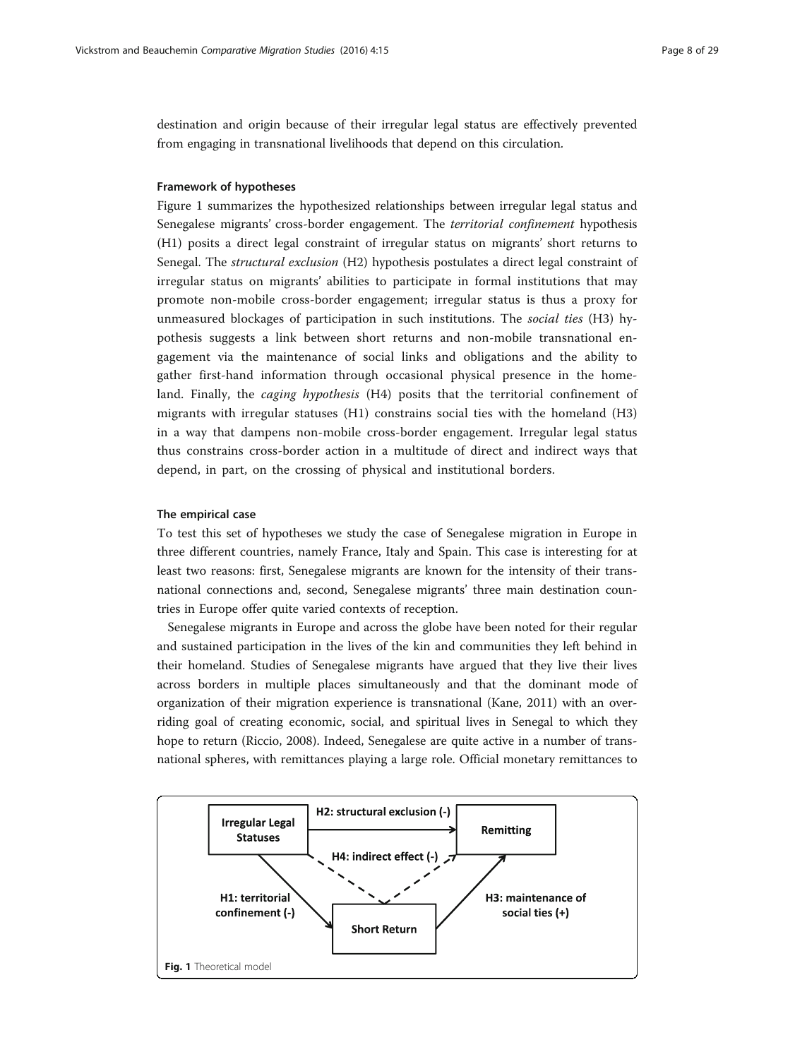destination and origin because of their irregular legal status are effectively prevented from engaging in transnational livelihoods that depend on this circulation.

#### Framework of hypotheses

Figure 1 summarizes the hypothesized relationships between irregular legal status and Senegalese migrants' cross-border engagement. The *territorial confinement* hypothesis (H1) posits a direct legal constraint of irregular status on migrants' short returns to Senegal. The *structural exclusion* (H2) hypothesis postulates a direct legal constraint of irregular status on migrants' abilities to participate in formal institutions that may promote non-mobile cross-border engagement; irregular status is thus a proxy for unmeasured blockages of participation in such institutions. The *social ties* (H3) hypothesis suggests a link between short returns and non-mobile transnational engagement via the maintenance of social links and obligations and the ability to gather first-hand information through occasional physical presence in the homeland. Finally, the *caging hypothesis* (H4) posits that the territorial confinement of migrants with irregular statuses (H1) constrains social ties with the homeland (H3) in a way that dampens non-mobile cross-border engagement. Irregular legal status thus constrains cross-border action in a multitude of direct and indirect ways that depend, in part, on the crossing of physical and institutional borders.

#### The empirical case

To test this set of hypotheses we study the case of Senegalese migration in Europe in three different countries, namely France, Italy and Spain. This case is interesting for at least two reasons: first, Senegalese migrants are known for the intensity of their transnational connections and, second, Senegalese migrants' three main destination countries in Europe offer quite varied contexts of reception.

Senegalese migrants in Europe and across the globe have been noted for their regular and sustained participation in the lives of the kin and communities they left behind in their homeland. Studies of Senegalese migrants have argued that they live their lives across borders in multiple places simultaneously and that the dominant mode of organization of their migration experience is transnational (Kane, 2011) with an overriding goal of creating economic, social, and spiritual lives in Senegal to which they hope to return (Riccio, 2008). Indeed, Senegalese are quite active in a number of transnational spheres, with remittances playing a large role. Official monetary remittances to

Irregular Legal Statuses → Remitting: H2: structural exclusion (-)

Irregular Legal Statuses → Short Return: H1: territorial confinement (-)

Short Return → Remitting: H3: maintenance of social ties (+)

Irregular Legal Statuses → Short Return → Remitting: H4: indirect effect (-)

**Fig. 1** Theoretical model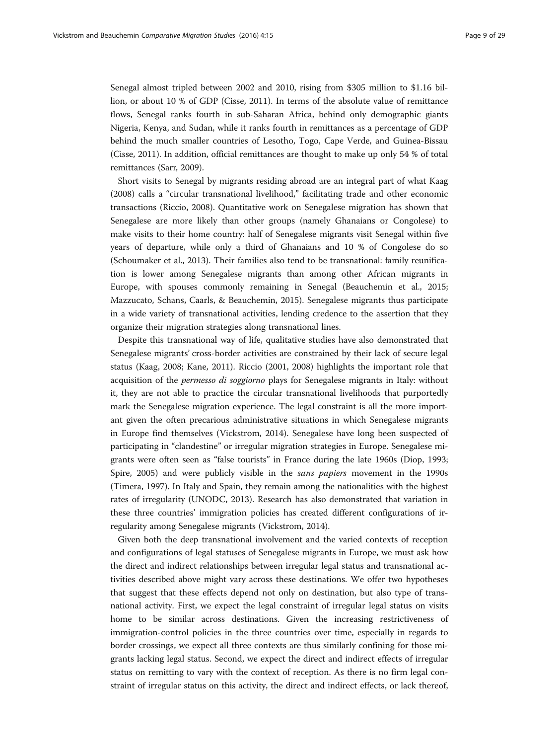Senegal almost tripled between 2002 and 2010, rising from $305 million to $1.16 billion, or about 10 % of GDP (Cisse, 2011). In terms of the absolute value of remittance flows, Senegal ranks fourth in sub-Saharan Africa, behind only demographic giants Nigeria, Kenya, and Sudan, while it ranks fourth in remittances as a percentage of GDP behind the much smaller countries of Lesotho, Togo, Cape Verde, and Guinea-Bissau (Cisse, 2011). In addition, official remittances are thought to make up only 54 % of total remittances (Sarr, 2009).

Short visits to Senegal by migrants residing abroad are an integral part of what Kaag (2008) calls a "circular transnational livelihood," facilitating trade and other economic transactions (Riccio, 2008). Quantitative work on Senegalese migration has shown that Senegalese are more likely than other groups (namely Ghanaians or Congolese) to make visits to their home country: half of Senegalese migrants visit Senegal within five years of departure, while only a third of Ghanaians and 10 % of Congolese do so (Schoumaker et al., 2013). Their families also tend to be transnational: family reunification is lower among Senegalese migrants than among other African migrants in Europe, with spouses commonly remaining in Senegal (Beauchemin et al., 2015; Mazzucato, Schans, Caarls, & Beauchemin, 2015). Senegalese migrants thus participate in a wide variety of transnational activities, lending credence to the assertion that they organize their migration strategies along transnational lines.

Despite this transnational way of life, qualitative studies have also demonstrated that Senegalese migrants' cross-border activities are constrained by their lack of secure legal status (Kaag, 2008; Kane, 2011). Riccio (2001, 2008) highlights the important role that acquisition of the *permesso di soggiorno* plays for Senegalese migrants in Italy: without it, they are not able to practice the circular transnational livelihoods that purportedly mark the Senegalese migration experience. The legal constraint is all the more important given the often precarious administrative situations in which Senegalese migrants in Europe find themselves (Vickstrom, 2014). Senegalese have long been suspected of participating in "clandestine" or irregular migration strategies in Europe. Senegalese migrants were often seen as "false tourists" in France during the late 1960s (Diop, 1993; Spire, 2005) and were publicly visible in the *sans papiers* movement in the 1990s (Timera, 1997). In Italy and Spain, they remain among the nationalities with the highest rates of irregularity (UNODC, 2013). Research has also demonstrated that variation in these three countries' immigration policies has created different configurations of irregularity among Senegalese migrants (Vickstrom, 2014).

Given both the deep transnational involvement and the varied contexts of reception and configurations of legal statuses of Senegalese migrants in Europe, we must ask how the direct and indirect relationships between irregular legal status and transnational activities described above might vary across these destinations. We offer two hypotheses that suggest that these effects depend not only on destination, but also type of transnational activity. First, we expect the legal constraint of irregular legal status on visits home to be similar across destinations. Given the increasing restrictiveness of immigration-control policies in the three countries over time, especially in regards to border crossings, we expect all three contexts are thus similarly confining for those migrants lacking legal status. Second, we expect the direct and indirect effects of irregular status on remitting to vary with the context of reception. As there is no firm legal constraint of irregular status on this activity, the direct and indirect effects, or lack thereof,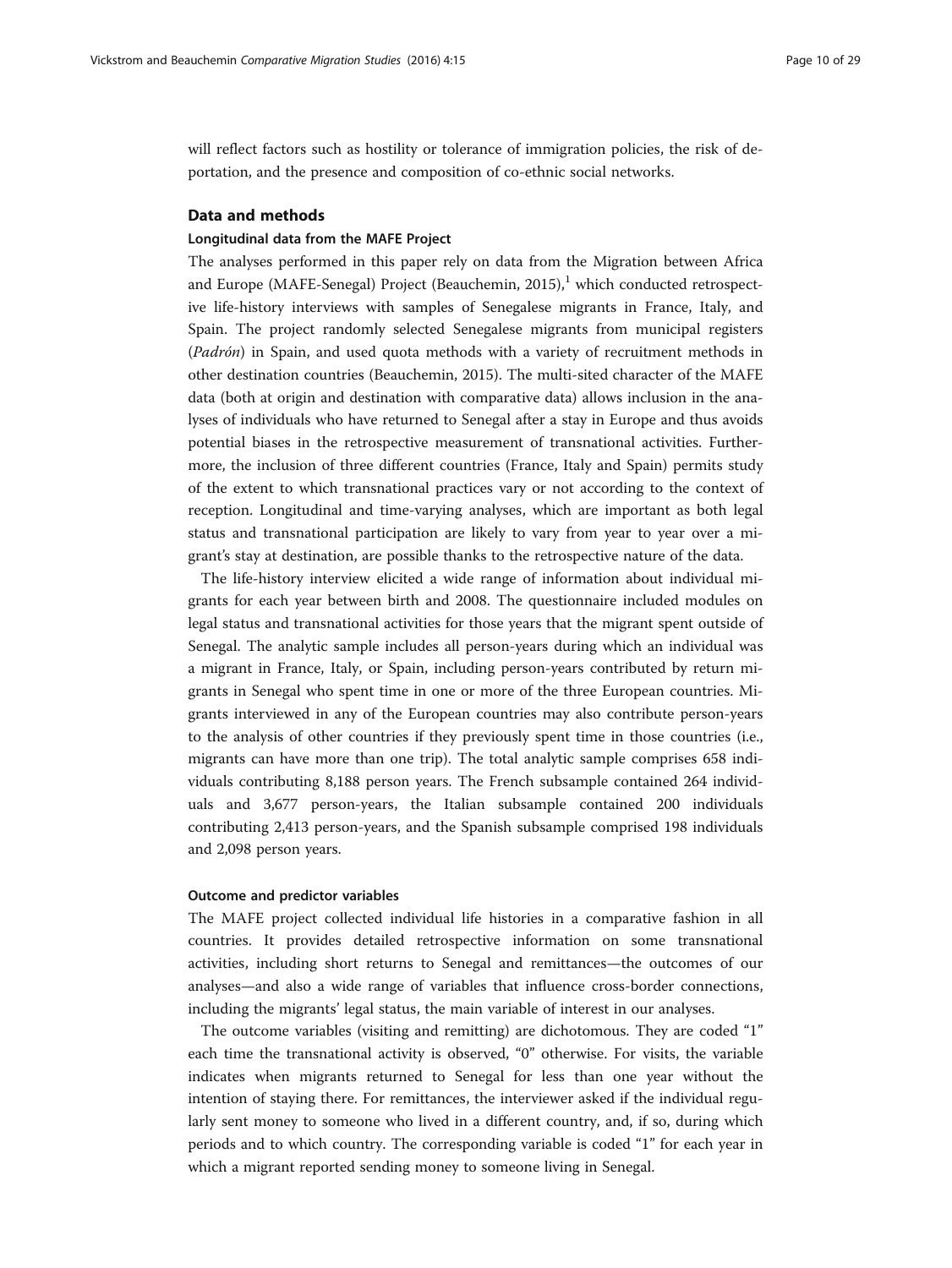will reflect factors such as hostility or tolerance of immigration policies, the risk of deportation, and the presence and composition of co-ethnic social networks.

## Data and methods

### Longitudinal data from the MAFE Project

The analyses performed in this paper rely on data from the Migration between Africa and Europe (MAFE-Senegal) Project (Beauchemin, 2015),[1] which conducted retrospective life-history interviews with samples of Senegalese migrants in France, Italy, and Spain. The project randomly selected Senegalese migrants from municipal registers (*Padrón*) in Spain, and used quota methods with a variety of recruitment methods in other destination countries (Beauchemin, 2015). The multi-sited character of the MAFE data (both at origin and destination with comparative data) allows inclusion in the analyses of individuals who have returned to Senegal after a stay in Europe and thus avoids potential biases in the retrospective measurement of transnational activities. Furthermore, the inclusion of three different countries (France, Italy and Spain) permits study of the extent to which transnational practices vary or not according to the context of reception. Longitudinal and time-varying analyses, which are important as both legal status and transnational participation are likely to vary from year to year over a migrant's stay at destination, are possible thanks to the retrospective nature of the data.

The life-history interview elicited a wide range of information about individual migrants for each year between birth and 2008. The questionnaire included modules on legal status and transnational activities for those years that the migrant spent outside of Senegal. The analytic sample includes all person-years during which an individual was a migrant in France, Italy, or Spain, including person-years contributed by return migrants in Senegal who spent time in one or more of the three European countries. Migrants interviewed in any of the European countries may also contribute person-years to the analysis of other countries if they previously spent time in those countries (i.e., migrants can have more than one trip). The total analytic sample comprises 658 individuals contributing 8,188 person years. The French subsample contained 264 individuals and 3,677 person-years, the Italian subsample contained 200 individuals contributing 2,413 person-years, and the Spanish subsample comprised 198 individuals and 2,098 person years.

### Outcome and predictor variables

The MAFE project collected individual life histories in a comparative fashion in all countries. It provides detailed retrospective information on some transnational activities, including short returns to Senegal and remittances—the outcomes of our analyses—and also a wide range of variables that influence cross-border connections, including the migrants' legal status, the main variable of interest in our analyses.

The outcome variables (visiting and remitting) are dichotomous. They are coded "1" each time the transnational activity is observed, "0" otherwise. For visits, the variable indicates when migrants returned to Senegal for less than one year without the intention of staying there. For remittances, the interviewer asked if the individual regularly sent money to someone who lived in a different country, and, if so, during which periods and to which country. The corresponding variable is coded "1" for each year in which a migrant reported sending money to someone living in Senegal.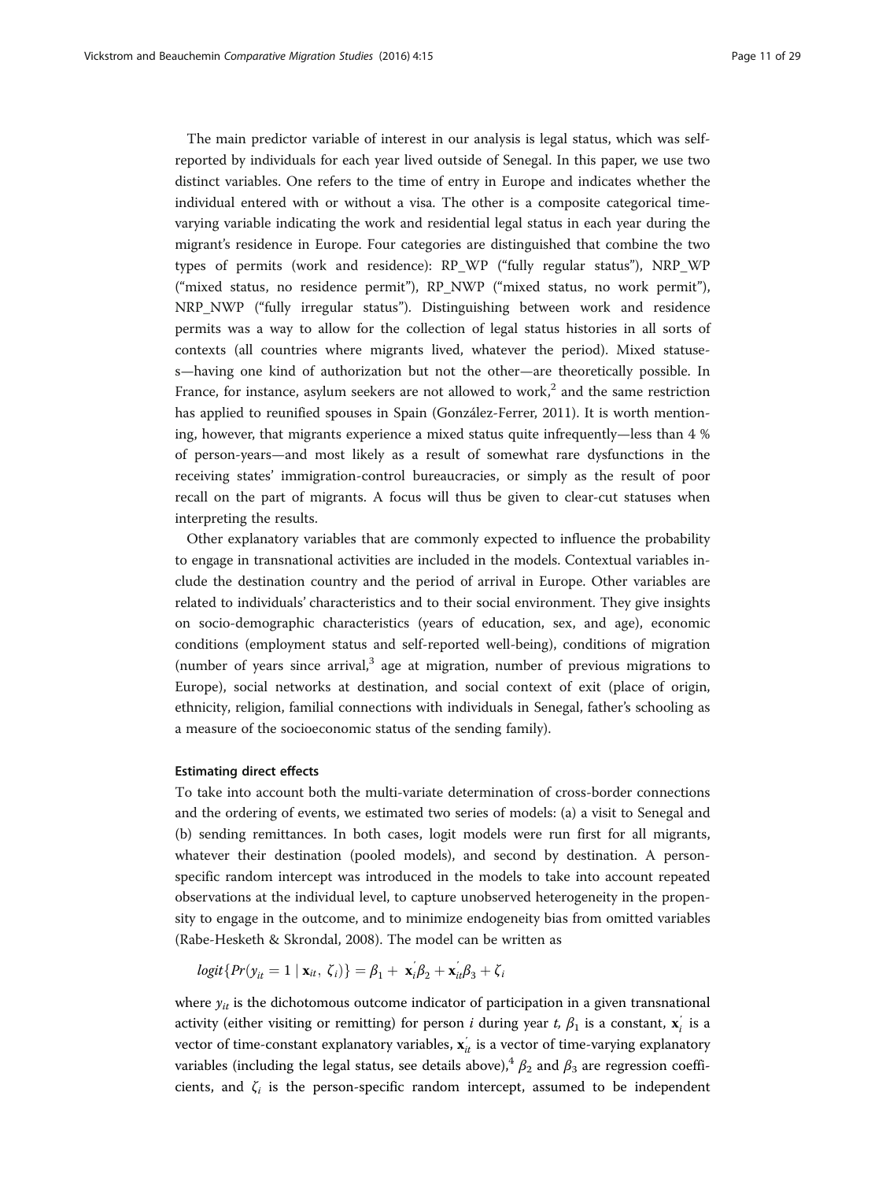The main predictor variable of interest in our analysis is legal status, which was self-reported by individuals for each year lived outside of Senegal. In this paper, we use two distinct variables. One refers to the time of entry in Europe and indicates whether the individual entered with or without a visa. The other is a composite categorical time-varying variable indicating the work and residential legal status in each year during the migrant's residence in Europe. Four categories are distinguished that combine the two types of permits (work and residence): RP_WP ("fully regular status"), NRP_WP ("mixed status, no residence permit"), RP_NWP ("mixed status, no work permit"), NRP_NWP ("fully irregular status"). Distinguishing between work and residence permits was a way to allow for the collection of legal status histories in all sorts of contexts (all countries where migrants lived, whatever the period). Mixed statuses—having one kind of authorization but not the other—are theoretically possible. In France, for instance, asylum seekers are not allowed to work,[2] and the same restriction has applied to reunified spouses in Spain (González-Ferrer, 2011). It is worth mentioning, however, that migrants experience a mixed status quite infrequently—less than 4 % of person-years—and most likely as a result of somewhat rare dysfunctions in the receiving states' immigration-control bureaucracies, or simply as the result of poor recall on the part of migrants. A focus will thus be given to clear-cut statuses when interpreting the results.

Other explanatory variables that are commonly expected to influence the probability to engage in transnational activities are included in the models. Contextual variables include the destination country and the period of arrival in Europe. Other variables are related to individuals' characteristics and to their social environment. They give insights on socio-demographic characteristics (years of education, sex, and age), economic conditions (employment status and self-reported well-being), conditions of migration (number of years since arrival,[3] age at migration, number of previous migrations to Europe), social networks at destination, and social context of exit (place of origin, ethnicity, religion, familial connections with individuals in Senegal, father's schooling as a measure of the socioeconomic status of the sending family).

#### Estimating direct effects

To take into account both the multi-variate determination of cross-border connections and the ordering of events, we estimated two series of models: (a) a visit to Senegal and (b) sending remittances. In both cases, logit models were run first for all migrants, whatever their destination (pooled models), and second by destination. A person-specific random intercept was introduced in the models to take into account repeated observations at the individual level, to capture unobserved heterogeneity in the propensity to engage in the outcome, and to minimize endogeneity bias from omitted variables (Rabe-Hesketh & Skrondal, 2008). The model can be written as

$$logit\{Pr(y_{it} = 1 \mid \mathbf{x}_{it},\ \zeta_i)\} = \beta_1 + \mathbf{x}_i^{'}\beta_2 + \mathbf{x}_{it}^{'}\beta_3 + \zeta_i$$

where $y_{it}$ is the dichotomous outcome indicator of participation in a given transnational activity (either visiting or remitting) for person $i$ during year $t$, $\beta_1$ is a constant, $\mathbf{x}_i^{'}$ is a vector of time-constant explanatory variables, $\mathbf{x}_{it}^{'}$ is a vector of time-varying explanatory variables (including the legal status, see details above),[4] $\beta_2$ and $\beta_3$ are regression coefficients, and $\zeta_i$ is the person-specific random intercept, assumed to be independent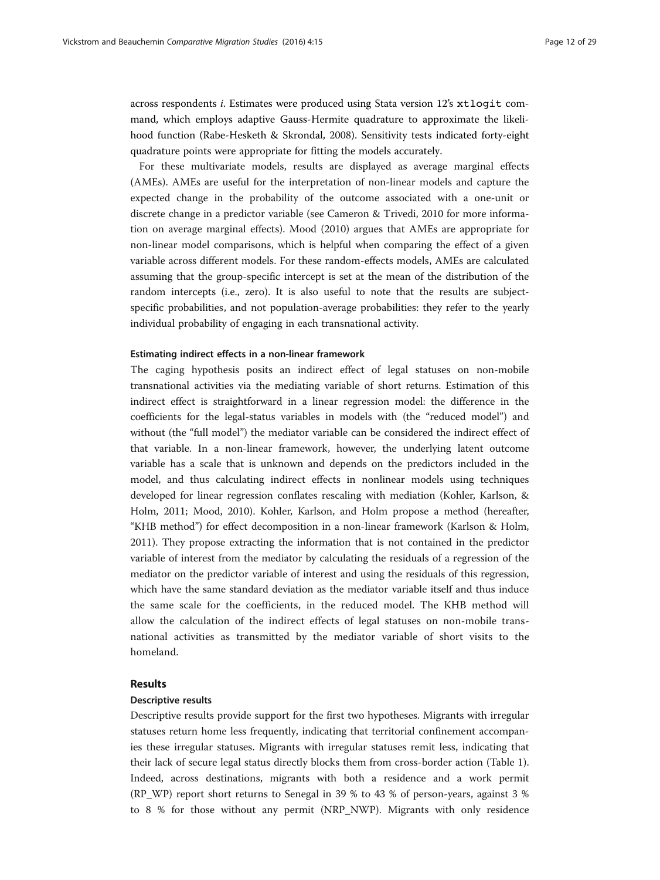across respondents *i*. Estimates were produced using Stata version 12's `xtlogit` command, which employs adaptive Gauss-Hermite quadrature to approximate the likelihood function (Rabe-Hesketh & Skrondal, 2008). Sensitivity tests indicated forty-eight quadrature points were appropriate for fitting the models accurately.

For these multivariate models, results are displayed as average marginal effects (AMEs). AMEs are useful for the interpretation of non-linear models and capture the expected change in the probability of the outcome associated with a one-unit or discrete change in a predictor variable (see Cameron & Trivedi, 2010 for more information on average marginal effects). Mood (2010) argues that AMEs are appropriate for non-linear model comparisons, which is helpful when comparing the effect of a given variable across different models. For these random-effects models, AMEs are calculated assuming that the group-specific intercept is set at the mean of the distribution of the random intercepts (i.e., zero). It is also useful to note that the results are subject-specific probabilities, and not population-average probabilities: they refer to the yearly individual probability of engaging in each transnational activity.

#### Estimating indirect effects in a non-linear framework

The caging hypothesis posits an indirect effect of legal statuses on non-mobile transnational activities via the mediating variable of short returns. Estimation of this indirect effect is straightforward in a linear regression model: the difference in the coefficients for the legal-status variables in models with (the "reduced model") and without (the "full model") the mediator variable can be considered the indirect effect of that variable. In a non-linear framework, however, the underlying latent outcome variable has a scale that is unknown and depends on the predictors included in the model, and thus calculating indirect effects in nonlinear models using techniques developed for linear regression conflates rescaling with mediation (Kohler, Karlson, & Holm, 2011; Mood, 2010). Kohler, Karlson, and Holm propose a method (hereafter, "KHB method") for effect decomposition in a non-linear framework (Karlson & Holm, 2011). They propose extracting the information that is not contained in the predictor variable of interest from the mediator by calculating the residuals of a regression of the mediator on the predictor variable of interest and using the residuals of this regression, which have the same standard deviation as the mediator variable itself and thus induce the same scale for the coefficients, in the reduced model. The KHB method will allow the calculation of the indirect effects of legal statuses on non-mobile transnational activities as transmitted by the mediator variable of short visits to the homeland.

## Results

#### Descriptive results

Descriptive results provide support for the first two hypotheses. Migrants with irregular statuses return home less frequently, indicating that territorial confinement accompanies these irregular statuses. Migrants with irregular statuses remit less, indicating that their lack of secure legal status directly blocks them from cross-border action (Table 1). Indeed, across destinations, migrants with both a residence and a work permit (RP_WP) report short returns to Senegal in 39 % to 43 % of person-years, against 3 % to 8 % for those without any permit (NRP_NWP). Migrants with only residence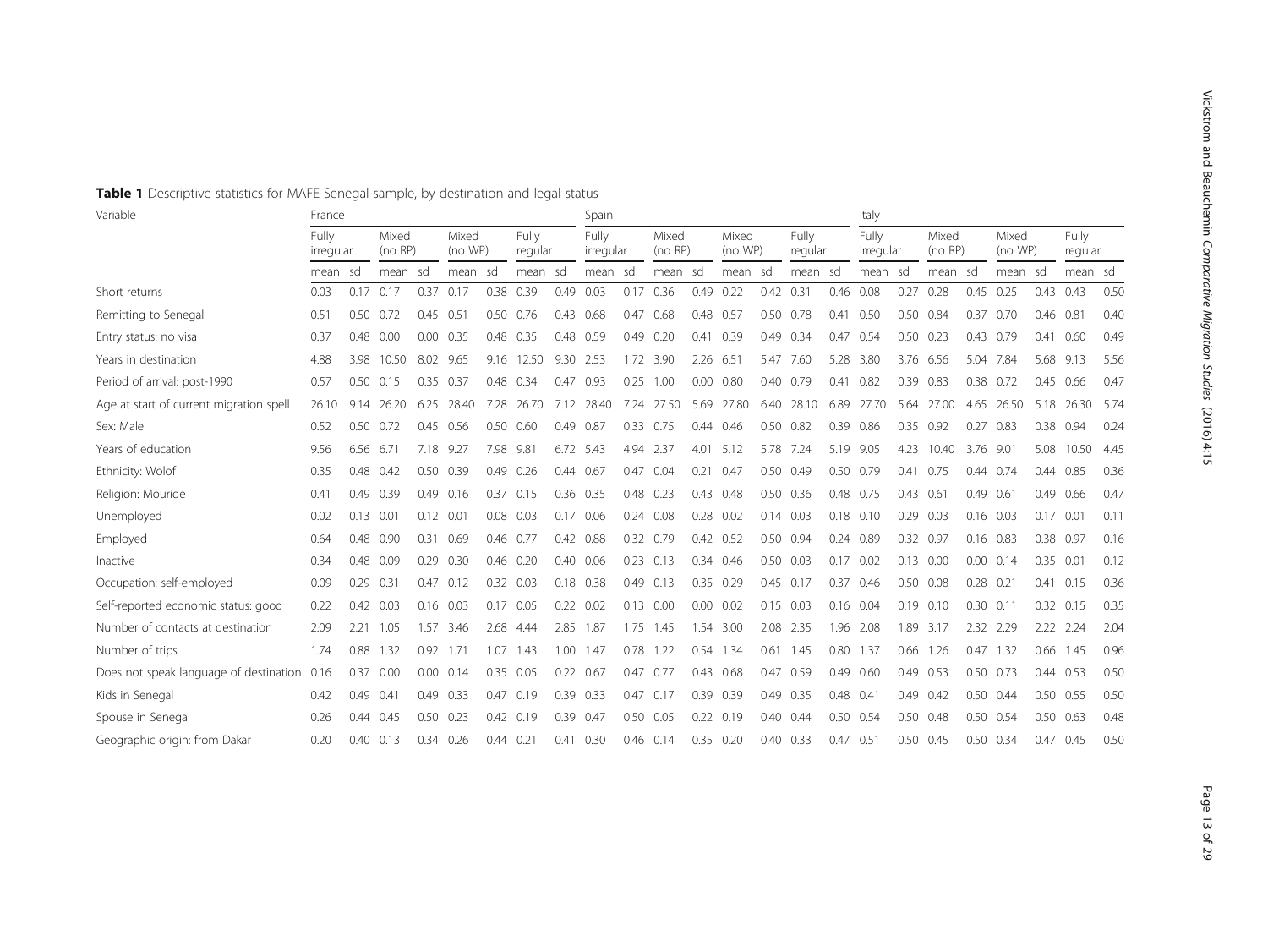**Table 1** Descriptive statistics for MAFE-Senegal sample, by destination and legal status

| Variable | France | | | | | | | | Spain | | | | | | | | Italy | | | | | | | |
|---|---|---|---|---|---|---|---|---|---|---|---|---|---|---|---|---|---|---|---|---|---|---|---|---|
| | Fully irregular | | Mixed (no RP) | | Mixed (no WP) | | Fully regular | | Fully irregular | | Mixed (no RP) | | Mixed (no WP) | | Fully regular | | Fully irregular | | Mixed (no RP) | | Mixed (no WP) | | Fully regular | |
| | mean | sd | mean | sd | mean | sd | mean | sd | mean | sd | mean | sd | mean | sd | mean | sd | mean | sd | mean | sd | mean | sd | mean | sd |
| Short returns | 0.03 | 0.17 | 0.17 | 0.37 | 0.17 | 0.38 | 0.39 | 0.49 | 0.03 | 0.17 | 0.36 | 0.49 | 0.22 | 0.42 | 0.31 | 0.46 | 0.08 | 0.27 | 0.28 | 0.45 | 0.25 | 0.43 | 0.43 | 0.50 |
| Remitting to Senegal | 0.51 | 0.50 | 0.72 | 0.45 | 0.51 | 0.50 | 0.76 | 0.43 | 0.68 | 0.47 | 0.68 | 0.48 | 0.57 | 0.50 | 0.78 | 0.41 | 0.50 | 0.50 | 0.84 | 0.37 | 0.70 | 0.46 | 0.81 | 0.40 |
| Entry status: no visa | 0.37 | 0.48 | 0.00 | 0.00 | 0.35 | 0.48 | 0.35 | 0.48 | 0.59 | 0.49 | 0.20 | 0.41 | 0.39 | 0.49 | 0.34 | 0.47 | 0.54 | 0.50 | 0.23 | 0.43 | 0.79 | 0.41 | 0.60 | 0.49 |
| Years in destination | 4.88 | 3.98 | 10.50 | 8.02 | 9.65 | 9.16 | 12.50 | 9.30 | 2.53 | 1.72 | 3.90 | 2.26 | 6.51 | 5.47 | 7.60 | 5.28 | 3.80 | 3.76 | 6.56 | 5.04 | 7.84 | 5.68 | 9.13 | 5.56 |
| Period of arrival: post-1990 | 0.57 | 0.50 | 0.15 | 0.35 | 0.37 | 0.48 | 0.34 | 0.47 | 0.93 | 0.25 | 1.00 | 0.00 | 0.80 | 0.40 | 0.79 | 0.41 | 0.82 | 0.39 | 0.83 | 0.38 | 0.72 | 0.45 | 0.66 | 0.47 |
| Age at start of current migration spell | 26.10 | 9.14 | 26.20 | 6.25 | 28.40 | 7.28 | 26.70 | 7.12 | 28.40 | 7.24 | 27.50 | 5.69 | 27.80 | 6.40 | 28.10 | 6.89 | 27.70 | 5.64 | 27.00 | 4.65 | 26.50 | 5.18 | 26.30 | 5.74 |
| Sex: Male | 0.52 | 0.50 | 0.72 | 0.45 | 0.56 | 0.50 | 0.60 | 0.49 | 0.87 | 0.33 | 0.75 | 0.44 | 0.46 | 0.50 | 0.82 | 0.39 | 0.86 | 0.35 | 0.92 | 0.27 | 0.83 | 0.38 | 0.94 | 0.24 |
| Years of education | 9.56 | 6.56 | 6.71 | 7.18 | 9.27 | 7.98 | 9.81 | 6.72 | 5.43 | 4.94 | 2.37 | 4.01 | 5.12 | 5.78 | 7.24 | 5.19 | 9.05 | 4.23 | 10.40 | 3.76 | 9.01 | 5.08 | 10.50 | 4.45 |
| Ethnicity: Wolof | 0.35 | 0.48 | 0.42 | 0.50 | 0.39 | 0.49 | 0.26 | 0.44 | 0.67 | 0.47 | 0.04 | 0.21 | 0.47 | 0.50 | 0.49 | 0.50 | 0.79 | 0.41 | 0.75 | 0.44 | 0.74 | 0.44 | 0.85 | 0.36 |
| Religion: Mouride | 0.41 | 0.49 | 0.39 | 0.49 | 0.16 | 0.37 | 0.15 | 0.36 | 0.35 | 0.48 | 0.23 | 0.43 | 0.48 | 0.50 | 0.36 | 0.48 | 0.75 | 0.43 | 0.61 | 0.49 | 0.61 | 0.49 | 0.66 | 0.47 |
| Unemployed | 0.02 | 0.13 | 0.01 | 0.12 | 0.01 | 0.08 | 0.03 | 0.17 | 0.06 | 0.24 | 0.08 | 0.28 | 0.02 | 0.14 | 0.03 | 0.18 | 0.10 | 0.29 | 0.03 | 0.16 | 0.03 | 0.17 | 0.01 | 0.11 |
| Employed | 0.64 | 0.48 | 0.90 | 0.31 | 0.69 | 0.46 | 0.77 | 0.42 | 0.88 | 0.32 | 0.79 | 0.42 | 0.52 | 0.50 | 0.94 | 0.24 | 0.89 | 0.32 | 0.97 | 0.16 | 0.83 | 0.38 | 0.97 | 0.16 |
| Inactive | 0.34 | 0.48 | 0.09 | 0.29 | 0.30 | 0.46 | 0.20 | 0.40 | 0.06 | 0.23 | 0.13 | 0.34 | 0.46 | 0.50 | 0.03 | 0.17 | 0.02 | 0.13 | 0.00 | 0.00 | 0.14 | 0.35 | 0.01 | 0.12 |
| Occupation: self-employed | 0.09 | 0.29 | 0.31 | 0.47 | 0.12 | 0.32 | 0.03 | 0.18 | 0.38 | 0.49 | 0.13 | 0.35 | 0.29 | 0.45 | 0.17 | 0.37 | 0.46 | 0.50 | 0.08 | 0.28 | 0.21 | 0.41 | 0.15 | 0.36 |
| Self-reported economic status: good | 0.22 | 0.42 | 0.03 | 0.16 | 0.03 | 0.17 | 0.05 | 0.22 | 0.02 | 0.13 | 0.00 | 0.00 | 0.02 | 0.15 | 0.03 | 0.16 | 0.04 | 0.19 | 0.10 | 0.30 | 0.11 | 0.32 | 0.15 | 0.35 |
| Number of contacts at destination | 2.09 | 2.21 | 1.05 | 1.57 | 3.46 | 2.68 | 4.44 | 2.85 | 1.87 | 1.75 | 1.45 | 1.54 | 3.00 | 2.08 | 2.35 | 1.96 | 2.08 | 1.89 | 3.17 | 2.32 | 2.29 | 2.22 | 2.24 | 2.04 |
| Number of trips | 1.74 | 0.88 | 1.32 | 0.92 | 1.71 | 1.07 | 1.43 | 1.00 | 1.47 | 0.78 | 1.22 | 0.54 | 1.34 | 0.61 | 1.45 | 0.80 | 1.37 | 0.66 | 1.26 | 0.47 | 1.32 | 0.66 | 1.45 | 0.96 |
| Does not speak language of destination | 0.16 | 0.37 | 0.00 | 0.00 | 0.14 | 0.35 | 0.05 | 0.22 | 0.67 | 0.47 | 0.77 | 0.43 | 0.68 | 0.47 | 0.59 | 0.49 | 0.60 | 0.49 | 0.53 | 0.50 | 0.73 | 0.44 | 0.53 | 0.50 |
| Kids in Senegal | 0.42 | 0.49 | 0.41 | 0.49 | 0.33 | 0.47 | 0.19 | 0.39 | 0.33 | 0.47 | 0.17 | 0.39 | 0.39 | 0.49 | 0.35 | 0.48 | 0.41 | 0.49 | 0.42 | 0.50 | 0.44 | 0.50 | 0.55 | 0.50 |
| Spouse in Senegal | 0.26 | 0.44 | 0.45 | 0.50 | 0.23 | 0.42 | 0.19 | 0.39 | 0.47 | 0.50 | 0.05 | 0.22 | 0.19 | 0.40 | 0.44 | 0.50 | 0.54 | 0.50 | 0.48 | 0.50 | 0.54 | 0.50 | 0.63 | 0.48 |
| Geographic origin: from Dakar | 0.20 | 0.40 | 0.13 | 0.34 | 0.26 | 0.44 | 0.21 | 0.41 | 0.30 | 0.46 | 0.14 | 0.35 | 0.20 | 0.40 | 0.33 | 0.47 | 0.51 | 0.50 | 0.45 | 0.50 | 0.34 | 0.47 | 0.45 | 0.50 |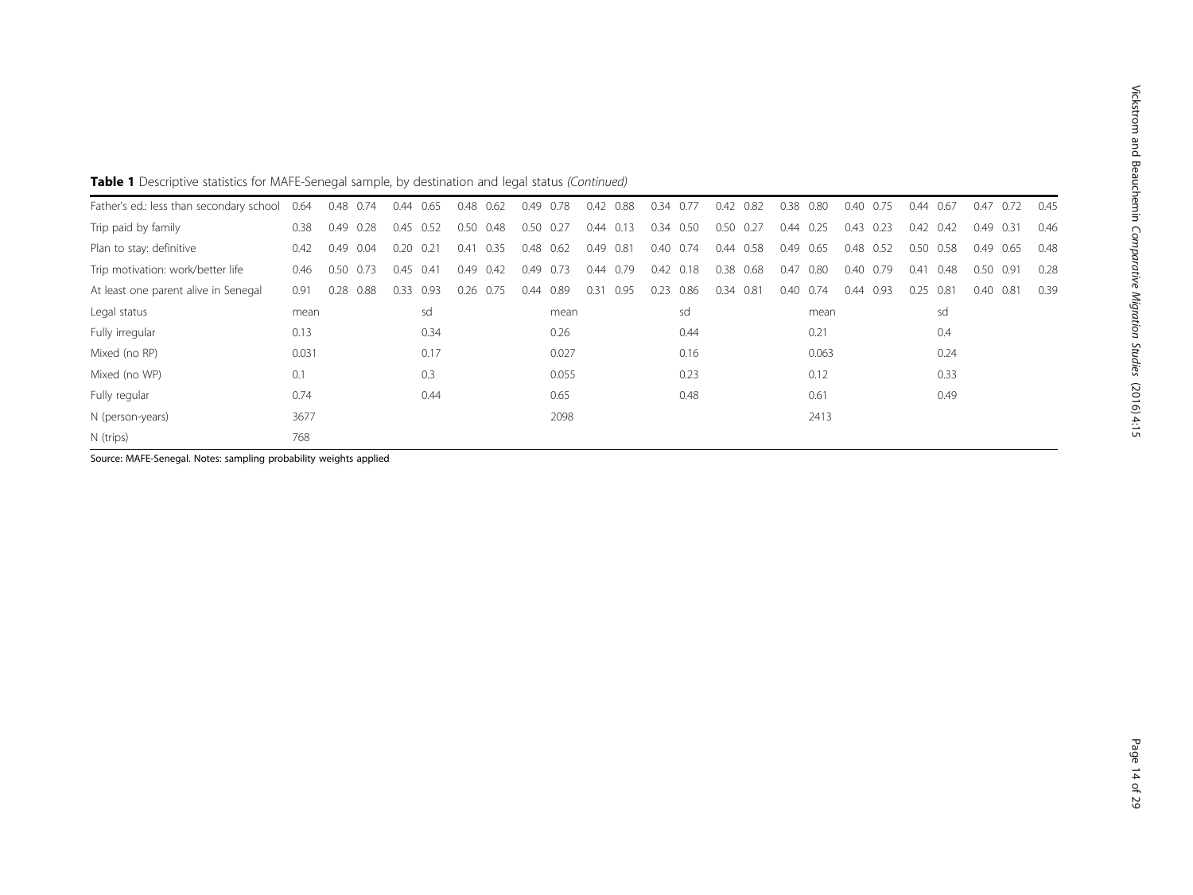**Table 1** Descriptive statistics for MAFE-Senegal sample, by destination and legal status *(Continued)*

| | | | | | | | | | | | | | | | | | | | | | | | | |
|---|---|---|---|---|---|---|---|---|---|---|---|---|---|---|---|---|---|---|---|---|---|---|---|---|
| Father's ed.: less than secondary school | 0.64 | 0.48 | 0.74 | 0.44 | 0.65 | 0.48 | 0.62 | 0.49 | 0.78 | 0.42 | 0.88 | 0.34 | 0.77 | 0.42 | 0.82 | 0.38 | 0.80 | 0.40 | 0.75 | 0.44 | 0.67 | 0.47 | 0.72 | 0.45 |
| Trip paid by family | 0.38 | 0.49 | 0.28 | 0.45 | 0.52 | 0.50 | 0.48 | 0.50 | 0.27 | 0.44 | 0.13 | 0.34 | 0.50 | 0.50 | 0.27 | 0.44 | 0.25 | 0.43 | 0.23 | 0.42 | 0.42 | 0.49 | 0.31 | 0.46 |
| Plan to stay: definitive | 0.42 | 0.49 | 0.04 | 0.20 | 0.21 | 0.41 | 0.35 | 0.48 | 0.62 | 0.49 | 0.81 | 0.40 | 0.74 | 0.44 | 0.58 | 0.49 | 0.65 | 0.48 | 0.52 | 0.50 | 0.58 | 0.49 | 0.65 | 0.48 |
| Trip motivation: work/better life | 0.46 | 0.50 | 0.73 | 0.45 | 0.41 | 0.49 | 0.42 | 0.49 | 0.73 | 0.44 | 0.79 | 0.42 | 0.18 | 0.38 | 0.68 | 0.47 | 0.80 | 0.40 | 0.79 | 0.41 | 0.48 | 0.50 | 0.91 | 0.28 |
| At least one parent alive in Senegal | 0.91 | 0.28 | 0.88 | 0.33 | 0.93 | 0.26 | 0.75 | 0.44 | 0.89 | 0.31 | 0.95 | 0.23 | 0.86 | 0.34 | 0.81 | 0.40 | 0.74 | 0.44 | 0.93 | 0.25 | 0.81 | 0.40 | 0.81 | 0.39 |
| Legal status | mean | | | | sd | | | | mean | | | | sd | | | | mean | | | | sd | | | |
| Fully irregular | 0.13 | | | | 0.34 | | | | 0.26 | | | | 0.44 | | | | 0.21 | | | | 0.4 | | | |
| Mixed (no RP) | 0.031 | | | | 0.17 | | | | 0.027 | | | | 0.16 | | | | 0.063 | | | | 0.24 | | | |
| Mixed (no WP) | 0.1 | | | | 0.3 | | | | 0.055 | | | | 0.23 | | | | 0.12 | | | | 0.33 | | | |
| Fully regular | 0.74 | | | | 0.44 | | | | 0.65 | | | | 0.48 | | | | 0.61 | | | | 0.49 | | | |
| N (person-years) | 3677 | | | | | | | | 2098 | | | | | | | | 2413 | | | | | | | |
| N (trips) | 768 | | | | | | | | | | | | | | | | | | | | | | | |

Source: MAFE-Senegal. Notes: sampling probability weights applied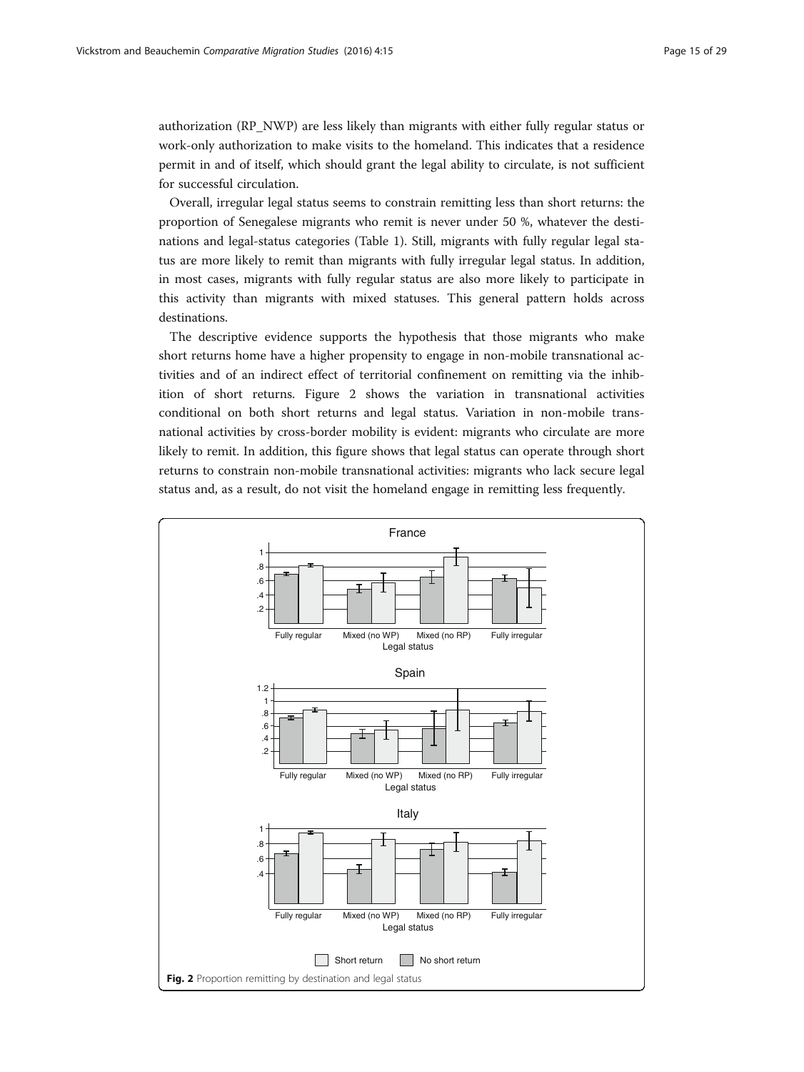authorization (RP_NWP) are less likely than migrants with either fully regular status or work-only authorization to make visits to the homeland. This indicates that a residence permit in and of itself, which should grant the legal ability to circulate, is not sufficient for successful circulation.

Overall, irregular legal status seems to constrain remitting less than short returns: the proportion of Senegalese migrants who remit is never under 50 %, whatever the destinations and legal-status categories (Table 1). Still, migrants with fully regular legal status are more likely to remit than migrants with fully irregular legal status. In addition, in most cases, migrants with fully regular status are also more likely to participate in this activity than migrants with mixed statuses. This general pattern holds across destinations.

The descriptive evidence supports the hypothesis that those migrants who make short returns home have a higher propensity to engage in non-mobile transnational activities and of an indirect effect of territorial confinement on remitting via the inhibition of short returns. Figure 2 shows the variation in transnational activities conditional on both short returns and legal status. Variation in non-mobile transnational activities by cross-border mobility is evident: migrants who circulate are more likely to remit. In addition, this figure shows that legal status can operate through short returns to constrain non-mobile transnational activities: migrants who lack secure legal status and, as a result, do not visit the homeland engage in remitting less frequently.

**Fig. 2** Proportion remitting by destination and legal status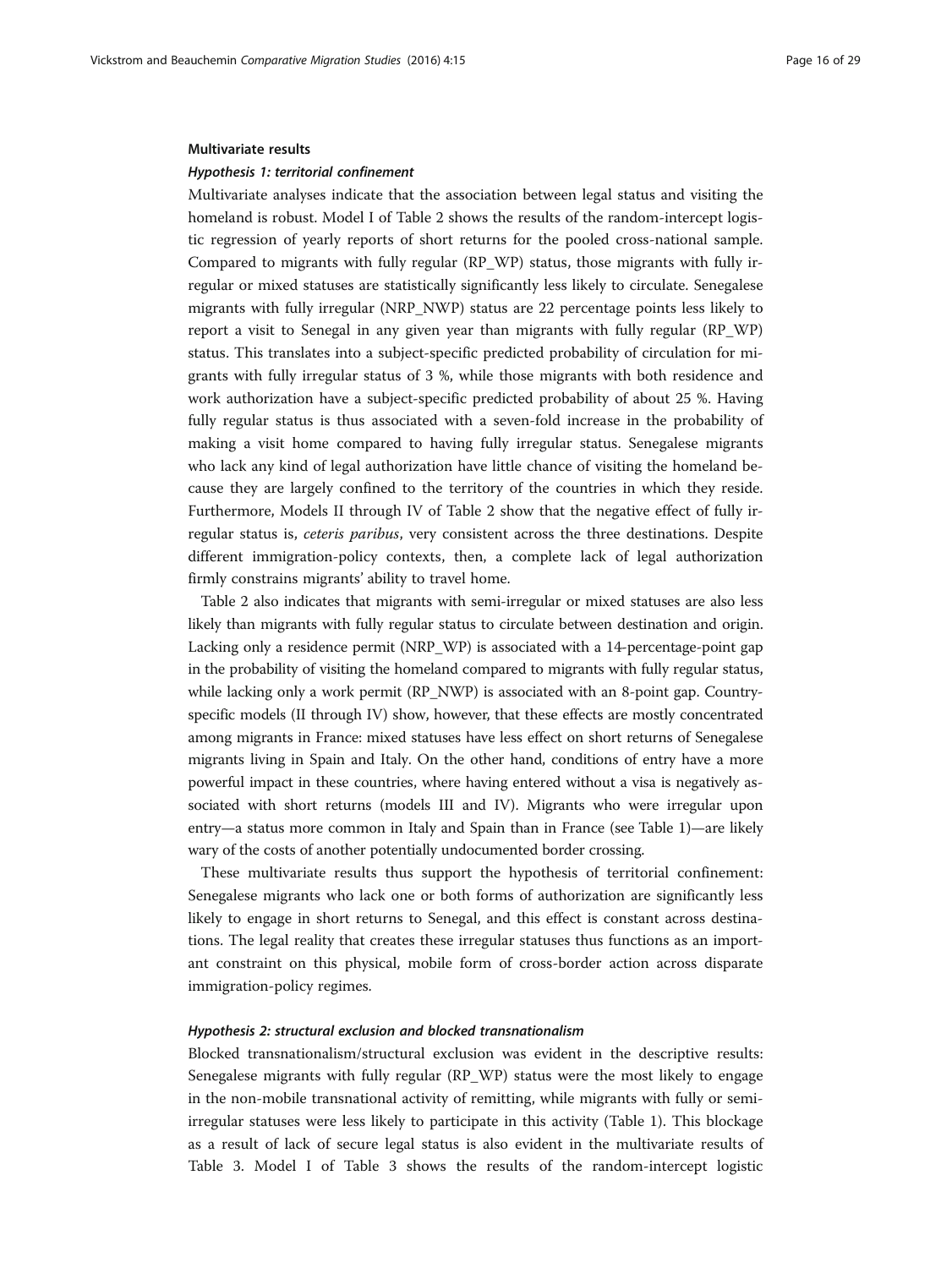### Multivariate results

#### *Hypothesis 1: territorial confinement*

Multivariate analyses indicate that the association between legal status and visiting the homeland is robust. Model I of Table 2 shows the results of the random-intercept logistic regression of yearly reports of short returns for the pooled cross-national sample. Compared to migrants with fully regular (RP_WP) status, those migrants with fully irregular or mixed statuses are statistically significantly less likely to circulate. Senegalese migrants with fully irregular (NRP_NWP) status are 22 percentage points less likely to report a visit to Senegal in any given year than migrants with fully regular (RP_WP) status. This translates into a subject-specific predicted probability of circulation for migrants with fully irregular status of 3 %, while those migrants with both residence and work authorization have a subject-specific predicted probability of about 25 %. Having fully regular status is thus associated with a seven-fold increase in the probability of making a visit home compared to having fully irregular status. Senegalese migrants who lack any kind of legal authorization have little chance of visiting the homeland because they are largely confined to the territory of the countries in which they reside. Furthermore, Models II through IV of Table 2 show that the negative effect of fully irregular status is, *ceteris paribus*, very consistent across the three destinations. Despite different immigration-policy contexts, then, a complete lack of legal authorization firmly constrains migrants' ability to travel home.

Table 2 also indicates that migrants with semi-irregular or mixed statuses are also less likely than migrants with fully regular status to circulate between destination and origin. Lacking only a residence permit (NRP_WP) is associated with a 14-percentage-point gap in the probability of visiting the homeland compared to migrants with fully regular status, while lacking only a work permit (RP_NWP) is associated with an 8-point gap. Country-specific models (II through IV) show, however, that these effects are mostly concentrated among migrants in France: mixed statuses have less effect on short returns of Senegalese migrants living in Spain and Italy. On the other hand, conditions of entry have a more powerful impact in these countries, where having entered without a visa is negatively associated with short returns (models III and IV). Migrants who were irregular upon entry—a status more common in Italy and Spain than in France (see Table 1)—are likely wary of the costs of another potentially undocumented border crossing.

These multivariate results thus support the hypothesis of territorial confinement: Senegalese migrants who lack one or both forms of authorization are significantly less likely to engage in short returns to Senegal, and this effect is constant across destinations. The legal reality that creates these irregular statuses thus functions as an important constraint on this physical, mobile form of cross-border action across disparate immigration-policy regimes.

#### *Hypothesis 2: structural exclusion and blocked transnationalism*

Blocked transnationalism/structural exclusion was evident in the descriptive results: Senegalese migrants with fully regular (RP_WP) status were the most likely to engage in the non-mobile transnational activity of remitting, while migrants with fully or semi-irregular statuses were less likely to participate in this activity (Table 1). This blockage as a result of lack of secure legal status is also evident in the multivariate results of Table 3. Model I of Table 3 shows the results of the random-intercept logistic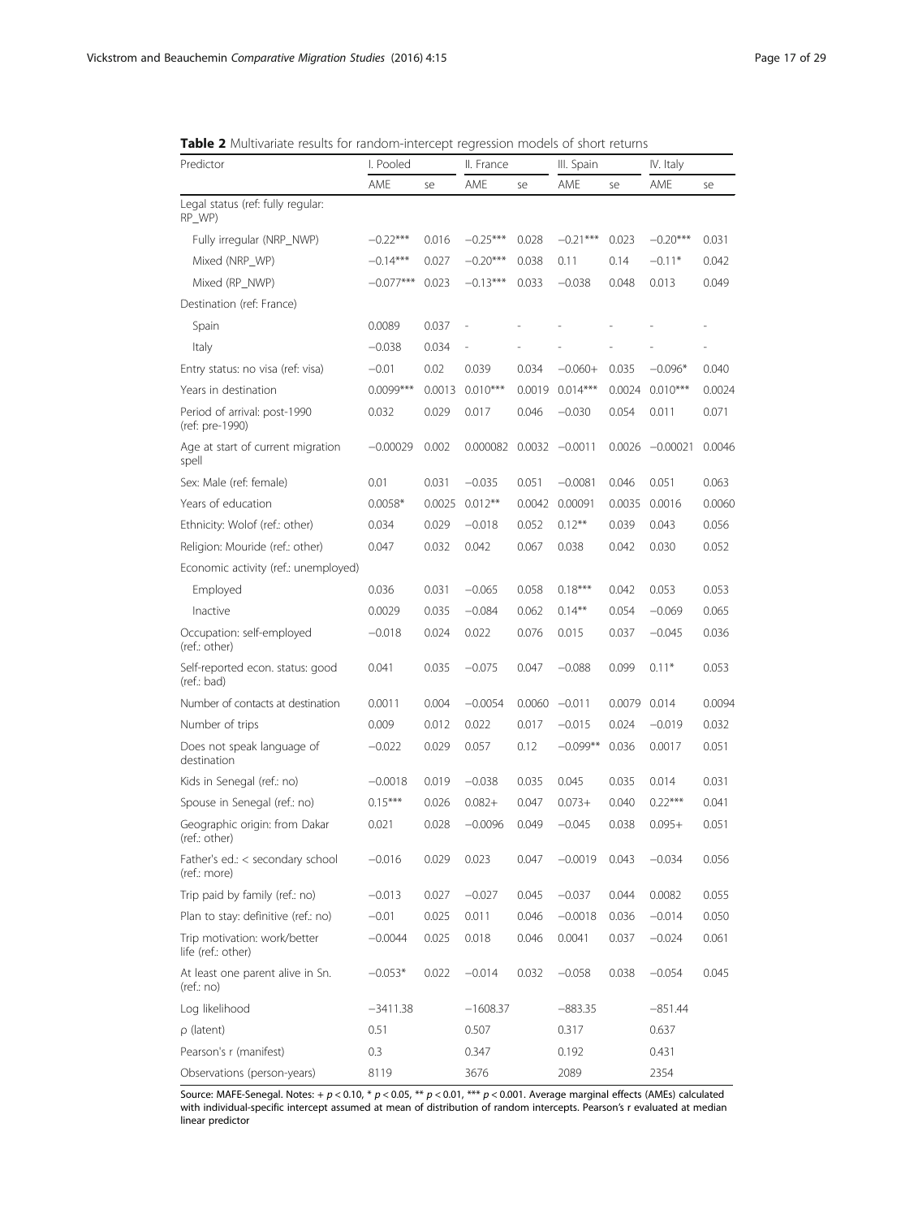**Table 2** Multivariate results for random-intercept regression models of short returns

| Predictor | I. Pooled | | II. France | | III. Spain | | IV. Italy | |
|---|---|---|---|---|---|---|---|---|
| | AME | se | AME | se | AME | se | AME | se |
| Legal status (ref: fully regular: RP_WP) | | | | | | | | |
| Fully irregular (NRP_NWP) | −0.22*** | 0.016 | −0.25*** | 0.028 | −0.21*** | 0.023 | −0.20*** | 0.031 |
| Mixed (NRP_WP) | −0.14*** | 0.027 | −0.20*** | 0.038 | 0.11 | 0.14 | −0.11* | 0.042 |
| Mixed (RP_NWP) | −0.077*** | 0.023 | −0.13*** | 0.033 | −0.038 | 0.048 | 0.013 | 0.049 |
| Destination (ref: France) | | | | | | | | |
| Spain | 0.0089 | 0.037 | - | - | - | - | - | - |
| Italy | −0.038 | 0.034 | - | - | - | - | - | - |
| Entry status: no visa (ref: visa) | −0.01 | 0.02 | 0.039 | 0.034 | −0.060+ | 0.035 | −0.096* | 0.040 |
| Years in destination | 0.0099*** | 0.0013 | 0.010*** | 0.0019 | 0.014*** | 0.0024 | 0.010*** | 0.0024 |
| Period of arrival: post-1990 (ref: pre-1990) | 0.032 | 0.029 | 0.017 | 0.046 | −0.030 | 0.054 | 0.011 | 0.071 |
| Age at start of current migration spell | −0.00029 | 0.002 | 0.000082 | 0.0032 | −0.0011 | 0.0026 | −0.00021 | 0.0046 |
| Sex: Male (ref: female) | 0.01 | 0.031 | −0.035 | 0.051 | −0.0081 | 0.046 | 0.051 | 0.063 |
| Years of education | 0.0058* | 0.0025 | 0.012** | 0.0042 | 0.00091 | 0.0035 | 0.0016 | 0.0060 |
| Ethnicity: Wolof (ref.: other) | 0.034 | 0.029 | −0.018 | 0.052 | 0.12** | 0.039 | 0.043 | 0.056 |
| Religion: Mouride (ref.: other) | 0.047 | 0.032 | 0.042 | 0.067 | 0.038 | 0.042 | 0.030 | 0.052 |
| Economic activity (ref.: unemployed) | | | | | | | | |
| Employed | 0.036 | 0.031 | −0.065 | 0.058 | 0.18*** | 0.042 | 0.053 | 0.053 |
| Inactive | 0.0029 | 0.035 | −0.084 | 0.062 | 0.14** | 0.054 | −0.069 | 0.065 |
| Occupation: self-employed (ref.: other) | −0.018 | 0.024 | 0.022 | 0.076 | 0.015 | 0.037 | −0.045 | 0.036 |
| Self-reported econ. status: good (ref.: bad) | 0.041 | 0.035 | −0.075 | 0.047 | −0.088 | 0.099 | 0.11* | 0.053 |
| Number of contacts at destination | 0.0011 | 0.004 | −0.0054 | 0.0060 | −0.011 | 0.0079 | 0.014 | 0.0094 |
| Number of trips | 0.009 | 0.012 | 0.022 | 0.017 | −0.015 | 0.024 | −0.019 | 0.032 |
| Does not speak language of destination | −0.022 | 0.029 | 0.057 | 0.12 | −0.099** | 0.036 | 0.0017 | 0.051 |
| Kids in Senegal (ref.: no) | −0.0018 | 0.019 | −0.038 | 0.035 | 0.045 | 0.035 | 0.014 | 0.031 |
| Spouse in Senegal (ref.: no) | 0.15*** | 0.026 | 0.082+ | 0.047 | 0.073+ | 0.040 | 0.22*** | 0.041 |
| Geographic origin: from Dakar (ref.: other) | 0.021 | 0.028 | −0.0096 | 0.049 | −0.045 | 0.038 | 0.095+ | 0.051 |
| Father's ed.: < secondary school (ref.: more) | −0.016 | 0.029 | 0.023 | 0.047 | −0.0019 | 0.043 | −0.034 | 0.056 |
| Trip paid by family (ref.: no) | −0.013 | 0.027 | −0.027 | 0.045 | −0.037 | 0.044 | 0.0082 | 0.055 |
| Plan to stay: definitive (ref.: no) | −0.01 | 0.025 | 0.011 | 0.046 | −0.0018 | 0.036 | −0.014 | 0.050 |
| Trip motivation: work/better life (ref.: other) | −0.0044 | 0.025 | 0.018 | 0.046 | 0.0041 | 0.037 | −0.024 | 0.061 |
| At least one parent alive in Sn. (ref.: no) | −0.053* | 0.022 | −0.014 | 0.032 | −0.058 | 0.038 | −0.054 | 0.045 |
| Log likelihood | −3411.38 | | −1608.37 | | −883.35 | | −851.44 | |
| ρ (latent) | 0.51 | | 0.507 | | 0.317 | | 0.637 | |
| Pearson's r (manifest) | 0.3 | | 0.347 | | 0.192 | | 0.431 | |
| Observations (person-years) | 8119 | | 3676 | | 2089 | | 2354 | |

Source: MAFE-Senegal. Notes: + $p < 0.10$, * $p < 0.05$, ** $p < 0.01$, *** $p < 0.001$. Average marginal effects (AMEs) calculated with individual-specific intercept assumed at mean of distribution of random intercepts. Pearson's r evaluated at median linear predictor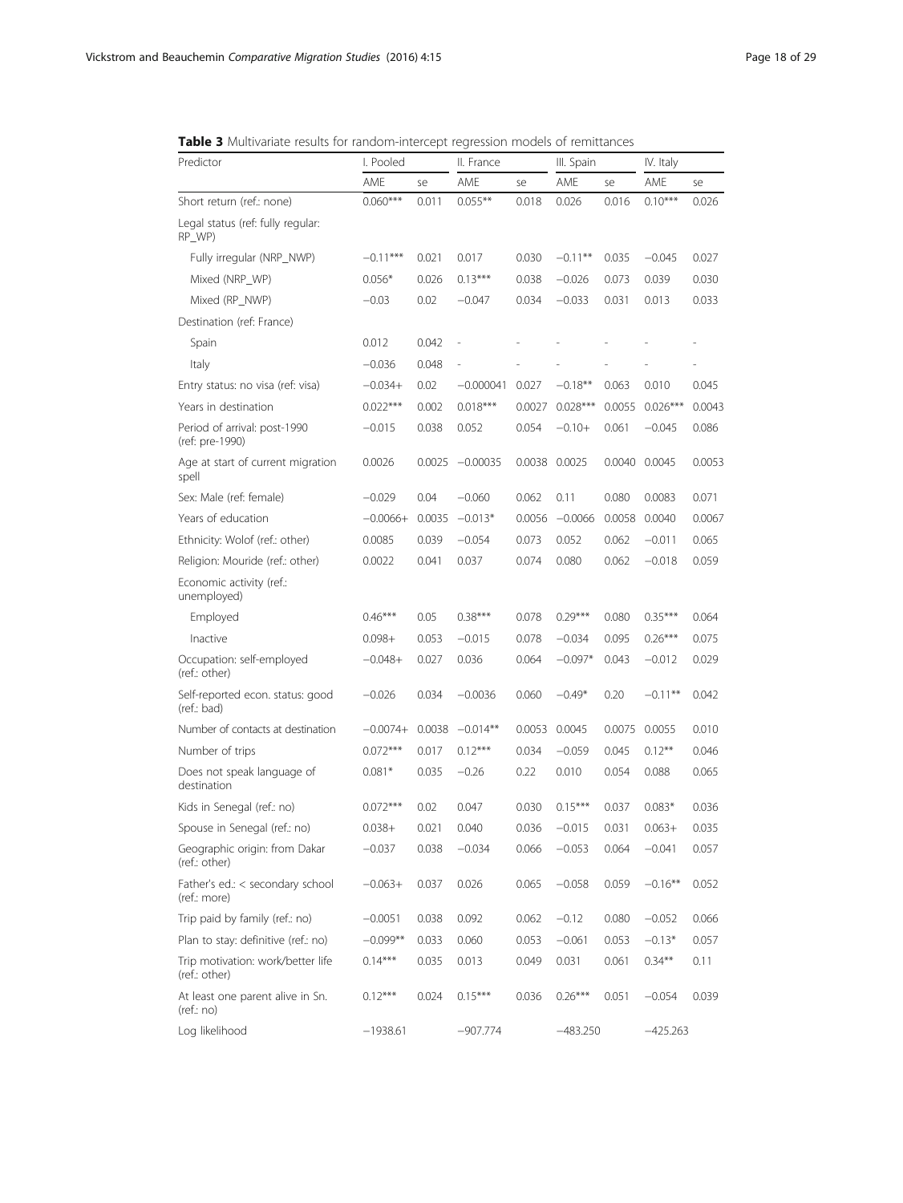**Table 3** Multivariate results for random-intercept regression models of remittances

| Predictor | I. Pooled | | II. France | | III. Spain | | IV. Italy | |
|---|---|---|---|---|---|---|---|---|
| | AME | se | AME | se | AME | se | AME | se |
| Short return (ref.: none) | 0.060*** | 0.011 | 0.055** | 0.018 | 0.026 | 0.016 | 0.10*** | 0.026 |
| Legal status (ref: fully regular: RP_WP) | | | | | | | | |
| Fully irregular (NRP_NWP) | −0.11*** | 0.021 | 0.017 | 0.030 | −0.11** | 0.035 | −0.045 | 0.027 |
| Mixed (NRP_WP) | 0.056* | 0.026 | 0.13*** | 0.038 | −0.026 | 0.073 | 0.039 | 0.030 |
| Mixed (RP_NWP) | −0.03 | 0.02 | −0.047 | 0.034 | −0.033 | 0.031 | 0.013 | 0.033 |
| Destination (ref: France) | | | | | | | | |
| Spain | 0.012 | 0.042 | - | - | - | - | - | - |
| Italy | −0.036 | 0.048 | - | - | - | - | - | - |
| Entry status: no visa (ref: visa) | −0.034+ | 0.02 | −0.000041 | 0.027 | −0.18** | 0.063 | 0.010 | 0.045 |
| Years in destination | 0.022*** | 0.002 | 0.018*** | 0.0027 | 0.028*** | 0.0055 | 0.026*** | 0.0043 |
| Period of arrival: post-1990 (ref: pre-1990) | −0.015 | 0.038 | 0.052 | 0.054 | −0.10+ | 0.061 | −0.045 | 0.086 |
| Age at start of current migration spell | 0.0026 | 0.0025 | −0.00035 | 0.0038 | 0.0025 | 0.0040 | 0.0045 | 0.0053 |
| Sex: Male (ref: female) | −0.029 | 0.04 | −0.060 | 0.062 | 0.11 | 0.080 | 0.0083 | 0.071 |
| Years of education | −0.0066+ | 0.0035 | −0.013* | 0.0056 | −0.0066 | 0.0058 | 0.0040 | 0.0067 |
| Ethnicity: Wolof (ref.: other) | 0.0085 | 0.039 | −0.054 | 0.073 | 0.052 | 0.062 | −0.011 | 0.065 |
| Religion: Mouride (ref.: other) | 0.0022 | 0.041 | 0.037 | 0.074 | 0.080 | 0.062 | −0.018 | 0.059 |
| Economic activity (ref.: unemployed) | | | | | | | | |
| Employed | 0.46*** | 0.05 | 0.38*** | 0.078 | 0.29*** | 0.080 | 0.35*** | 0.064 |
| Inactive | 0.098+ | 0.053 | −0.015 | 0.078 | −0.034 | 0.095 | 0.26*** | 0.075 |
| Occupation: self-employed (ref.: other) | −0.048+ | 0.027 | 0.036 | 0.064 | −0.097* | 0.043 | −0.012 | 0.029 |
| Self-reported econ. status: good (ref.: bad) | −0.026 | 0.034 | −0.0036 | 0.060 | −0.49* | 0.20 | −0.11** | 0.042 |
| Number of contacts at destination | −0.0074+ | 0.0038 | −0.014** | 0.0053 | 0.0045 | 0.0075 | 0.0055 | 0.010 |
| Number of trips | 0.072*** | 0.017 | 0.12*** | 0.034 | −0.059 | 0.045 | 0.12** | 0.046 |
| Does not speak language of destination | 0.081* | 0.035 | −0.26 | 0.22 | 0.010 | 0.054 | 0.088 | 0.065 |
| Kids in Senegal (ref.: no) | 0.072*** | 0.02 | 0.047 | 0.030 | 0.15*** | 0.037 | 0.083* | 0.036 |
| Spouse in Senegal (ref.: no) | 0.038+ | 0.021 | 0.040 | 0.036 | −0.015 | 0.031 | 0.063+ | 0.035 |
| Geographic origin: from Dakar (ref.: other) | −0.037 | 0.038 | −0.034 | 0.066 | −0.053 | 0.064 | −0.041 | 0.057 |
| Father's ed.: < secondary school (ref.: more) | −0.063+ | 0.037 | 0.026 | 0.065 | −0.058 | 0.059 | −0.16** | 0.052 |
| Trip paid by family (ref.: no) | −0.0051 | 0.038 | 0.092 | 0.062 | −0.12 | 0.080 | −0.052 | 0.066 |
| Plan to stay: definitive (ref.: no) | −0.099** | 0.033 | 0.060 | 0.053 | −0.061 | 0.053 | −0.13* | 0.057 |
| Trip motivation: work/better life (ref.: other) | 0.14*** | 0.035 | 0.013 | 0.049 | 0.031 | 0.061 | 0.34** | 0.11 |
| At least one parent alive in Sn. (ref.: no) | 0.12*** | 0.024 | 0.15*** | 0.036 | 0.26*** | 0.051 | −0.054 | 0.039 |
| Log likelihood | −1938.61 | | −907.774 | | −483.250 | | −425.263 | |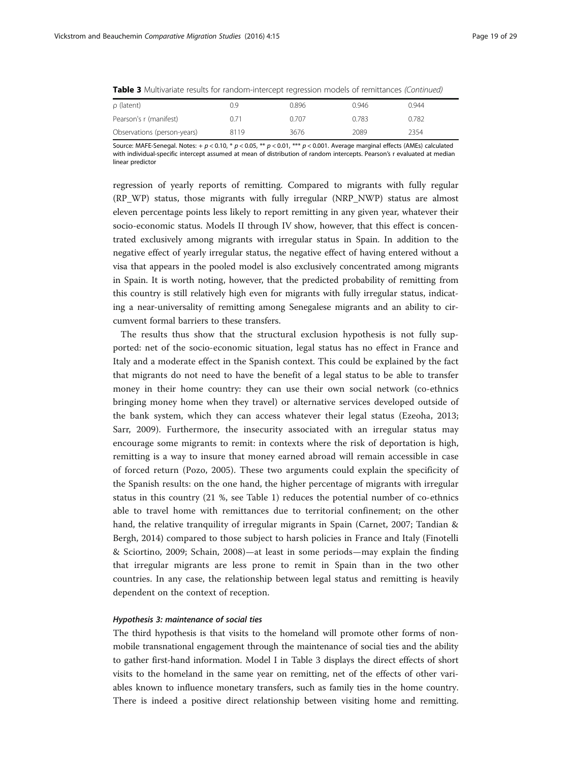**Table 3** Multivariate results for random-intercept regression models of remittances *(Continued)*

| | | | | |
|---|---|---|---|---|
| ρ (latent) | 0.9 | 0.896 | 0.946 | 0.944 |
| Pearson's r (manifest) | 0.71 | 0.707 | 0.783 | 0.782 |
| Observations (person-years) | 8119 | 3676 | 2089 | 2354 |

Source: MAFE-Senegal. Notes: + $p < 0.10$, * $p < 0.05$, ** $p < 0.01$, *** $p < 0.001$. Average marginal effects (AMEs) calculated with individual-specific intercept assumed at mean of distribution of random intercepts. Pearson's r evaluated at median linear predictor

regression of yearly reports of remitting. Compared to migrants with fully regular (RP_WP) status, those migrants with fully irregular (NRP_NWP) status are almost eleven percentage points less likely to report remitting in any given year, whatever their socio-economic status. Models II through IV show, however, that this effect is concentrated exclusively among migrants with irregular status in Spain. In addition to the negative effect of yearly irregular status, the negative effect of having entered without a visa that appears in the pooled model is also exclusively concentrated among migrants in Spain. It is worth noting, however, that the predicted probability of remitting from this country is still relatively high even for migrants with fully irregular status, indicating a near-universality of remitting among Senegalese migrants and an ability to circumvent formal barriers to these transfers.

The results thus show that the structural exclusion hypothesis is not fully supported: net of the socio-economic situation, legal status has no effect in France and Italy and a moderate effect in the Spanish context. This could be explained by the fact that migrants do not need to have the benefit of a legal status to be able to transfer money in their home country: they can use their own social network (co-ethnics bringing money home when they travel) or alternative services developed outside of the bank system, which they can access whatever their legal status (Ezeoha, 2013; Sarr, 2009). Furthermore, the insecurity associated with an irregular status may encourage some migrants to remit: in contexts where the risk of deportation is high, remitting is a way to insure that money earned abroad will remain accessible in case of forced return (Pozo, 2005). These two arguments could explain the specificity of the Spanish results: on the one hand, the higher percentage of migrants with irregular status in this country (21 %, see Table 1) reduces the potential number of co-ethnics able to travel home with remittances due to territorial confinement; on the other hand, the relative tranquility of irregular migrants in Spain (Carnet, 2007; Tandian & Bergh, 2014) compared to those subject to harsh policies in France and Italy (Finotelli & Sciortino, 2009; Schain, 2008)—at least in some periods—may explain the finding that irregular migrants are less prone to remit in Spain than in the two other countries. In any case, the relationship between legal status and remitting is heavily dependent on the context of reception.

#### *Hypothesis 3: maintenance of social ties*

The third hypothesis is that visits to the homeland will promote other forms of non-mobile transnational engagement through the maintenance of social ties and the ability to gather first-hand information. Model I in Table 3 displays the direct effects of short visits to the homeland in the same year on remitting, net of the effects of other variables known to influence monetary transfers, such as family ties in the home country. There is indeed a positive direct relationship between visiting home and remitting.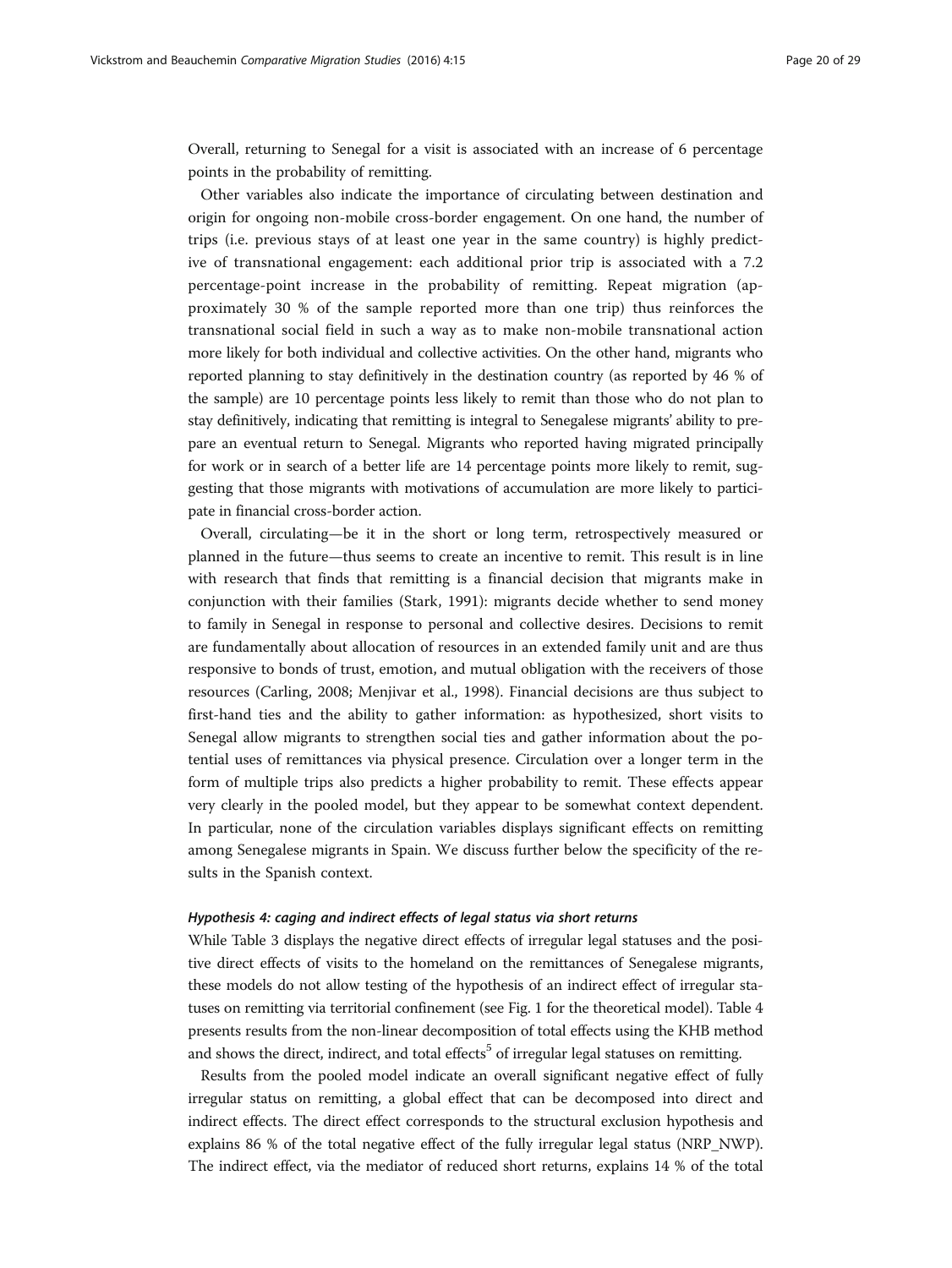Overall, returning to Senegal for a visit is associated with an increase of 6 percentage points in the probability of remitting.

Other variables also indicate the importance of circulating between destination and origin for ongoing non-mobile cross-border engagement. On one hand, the number of trips (i.e. previous stays of at least one year in the same country) is highly predictive of transnational engagement: each additional prior trip is associated with a 7.2 percentage-point increase in the probability of remitting. Repeat migration (approximately 30 % of the sample reported more than one trip) thus reinforces the transnational social field in such a way as to make non-mobile transnational action more likely for both individual and collective activities. On the other hand, migrants who reported planning to stay definitively in the destination country (as reported by 46 % of the sample) are 10 percentage points less likely to remit than those who do not plan to stay definitively, indicating that remitting is integral to Senegalese migrants' ability to prepare an eventual return to Senegal. Migrants who reported having migrated principally for work or in search of a better life are 14 percentage points more likely to remit, suggesting that those migrants with motivations of accumulation are more likely to participate in financial cross-border action.

Overall, circulating—be it in the short or long term, retrospectively measured or planned in the future—thus seems to create an incentive to remit. This result is in line with research that finds that remitting is a financial decision that migrants make in conjunction with their families (Stark, 1991): migrants decide whether to send money to family in Senegal in response to personal and collective desires. Decisions to remit are fundamentally about allocation of resources in an extended family unit and are thus responsive to bonds of trust, emotion, and mutual obligation with the receivers of those resources (Carling, 2008; Menjivar et al., 1998). Financial decisions are thus subject to first-hand ties and the ability to gather information: as hypothesized, short visits to Senegal allow migrants to strengthen social ties and gather information about the potential uses of remittances via physical presence. Circulation over a longer term in the form of multiple trips also predicts a higher probability to remit. These effects appear very clearly in the pooled model, but they appear to be somewhat context dependent. In particular, none of the circulation variables displays significant effects on remitting among Senegalese migrants in Spain. We discuss further below the specificity of the results in the Spanish context.

#### *Hypothesis 4: caging and indirect effects of legal status via short returns*

While Table 3 displays the negative direct effects of irregular legal statuses and the positive direct effects of visits to the homeland on the remittances of Senegalese migrants, these models do not allow testing of the hypothesis of an indirect effect of irregular statuses on remitting via territorial confinement (see Fig. 1 for the theoretical model). Table 4 presents results from the non-linear decomposition of total effects using the KHB method and shows the direct, indirect, and total effects[5] of irregular legal statuses on remitting.

Results from the pooled model indicate an overall significant negative effect of fully irregular status on remitting, a global effect that can be decomposed into direct and indirect effects. The direct effect corresponds to the structural exclusion hypothesis and explains 86 % of the total negative effect of the fully irregular legal status (NRP_NWP). The indirect effect, via the mediator of reduced short returns, explains 14 % of the total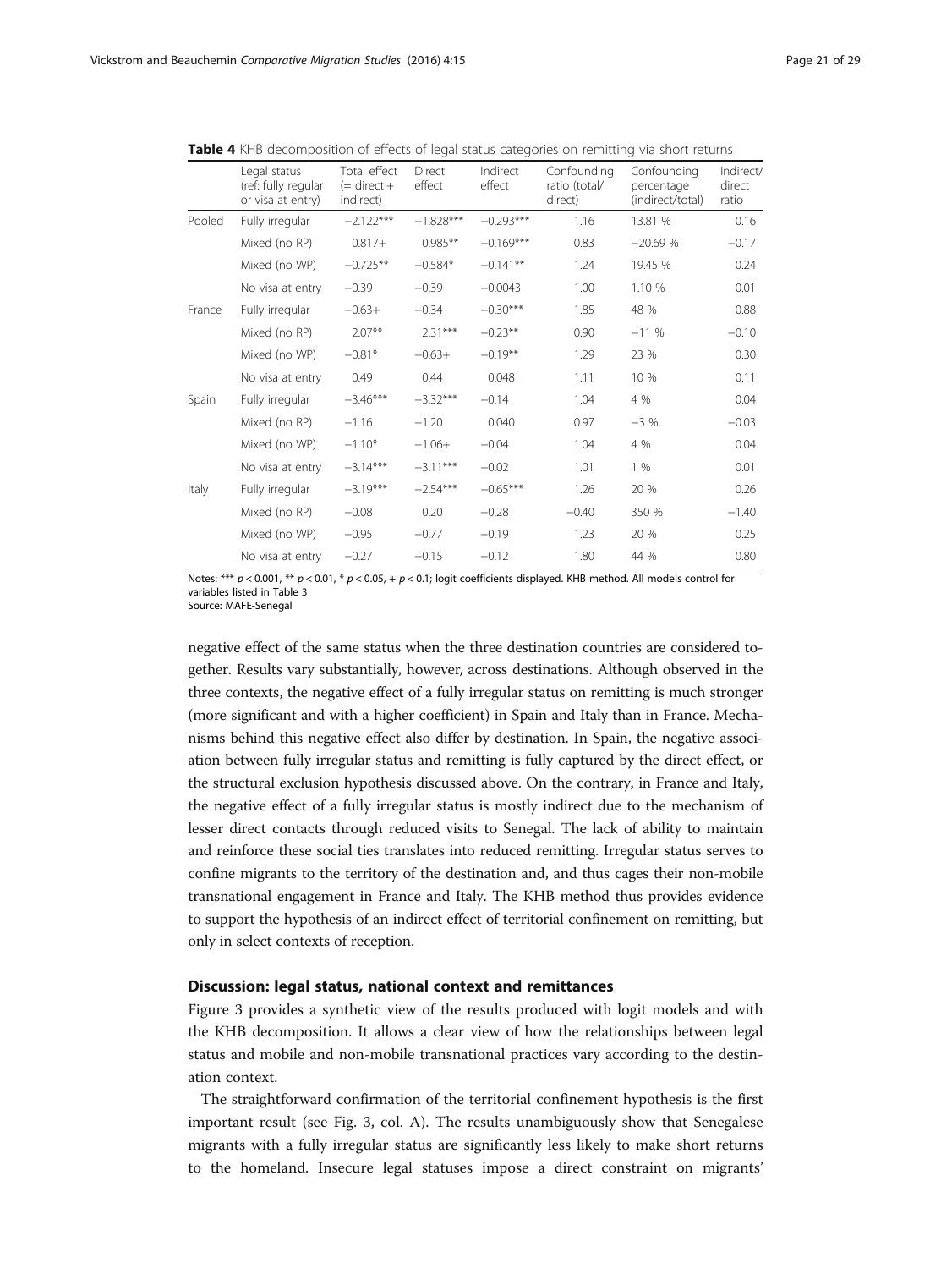**Table 4** KHB decomposition of effects of legal status categories on remitting via short returns

| | Legal status (ref: fully regular or visa at entry) | Total effect (= direct + indirect) | Direct effect | Indirect effect | Confounding ratio (total/direct) | Confounding percentage (indirect/total) | Indirect/direct ratio |
|---|---|---|---|---|---|---|---|
| Pooled | Fully irregular | −2.122*** | −1.828*** | −0.293*** | 1.16 | 13.81 % | 0.16 |
| | Mixed (no RP) | 0.817+ | 0.985** | −0.169*** | 0.83 | −20.69 % | −0.17 |
| | Mixed (no WP) | −0.725** | −0.584* | −0.141** | 1.24 | 19.45 % | 0.24 |
| | No visa at entry | −0.39 | −0.39 | −0.0043 | 1.00 | 1.10 % | 0.01 |
| France | Fully irregular | −0.63+ | −0.34 | −0.30*** | 1.85 | 48 % | 0.88 |
| | Mixed (no RP) | 2.07** | 2.31*** | −0.23** | 0.90 | −11 % | −0.10 |
| | Mixed (no WP) | −0.81* | −0.63+ | −0.19** | 1.29 | 23 % | 0.30 |
| | No visa at entry | 0.49 | 0.44 | 0.048 | 1.11 | 10 % | 0.11 |
| Spain | Fully irregular | −3.46*** | −3.32*** | −0.14 | 1.04 | 4 % | 0.04 |
| | Mixed (no RP) | −1.16 | −1.20 | 0.040 | 0.97 | −3 % | −0.03 |
| | Mixed (no WP) | −1.10* | −1.06+ | −0.04 | 1.04 | 4 % | 0.04 |
| | No visa at entry | −3.14*** | −3.11*** | −0.02 | 1.01 | 1 % | 0.01 |
| Italy | Fully irregular | −3.19*** | −2.54*** | −0.65*** | 1.26 | 20 % | 0.26 |
| | Mixed (no RP) | −0.08 | 0.20 | −0.28 | −0.40 | 350 % | −1.40 |
| | Mixed (no WP) | −0.95 | −0.77 | −0.19 | 1.23 | 20 % | 0.25 |
| | No visa at entry | −0.27 | −0.15 | −0.12 | 1.80 | 44 % | 0.80 |

Notes: *** $p < 0.001$, ** $p < 0.01$, * $p < 0.05$, + $p < 0.1$; logit coefficients displayed. KHB method. All models control for variables listed in Table 3
Source: MAFE-Senegal

negative effect of the same status when the three destination countries are considered together. Results vary substantially, however, across destinations. Although observed in the three contexts, the negative effect of a fully irregular status on remitting is much stronger (more significant and with a higher coefficient) in Spain and Italy than in France. Mechanisms behind this negative effect also differ by destination. In Spain, the negative association between fully irregular status and remitting is fully captured by the direct effect, or the structural exclusion hypothesis discussed above. On the contrary, in France and Italy, the negative effect of a fully irregular status is mostly indirect due to the mechanism of lesser direct contacts through reduced visits to Senegal. The lack of ability to maintain and reinforce these social ties translates into reduced remitting. Irregular status serves to confine migrants to the territory of the destination and, and thus cages their non-mobile transnational engagement in France and Italy. The KHB method thus provides evidence to support the hypothesis of an indirect effect of territorial confinement on remitting, but only in select contexts of reception.

## Discussion: legal status, national context and remittances

Figure 3 provides a synthetic view of the results produced with logit models and with the KHB decomposition. It allows a clear view of how the relationships between legal status and mobile and non-mobile transnational practices vary according to the destination context.

The straightforward confirmation of the territorial confinement hypothesis is the first important result (see Fig. 3, col. A). The results unambiguously show that Senegalese migrants with a fully irregular status are significantly less likely to make short returns to the homeland. Insecure legal statuses impose a direct constraint on migrants'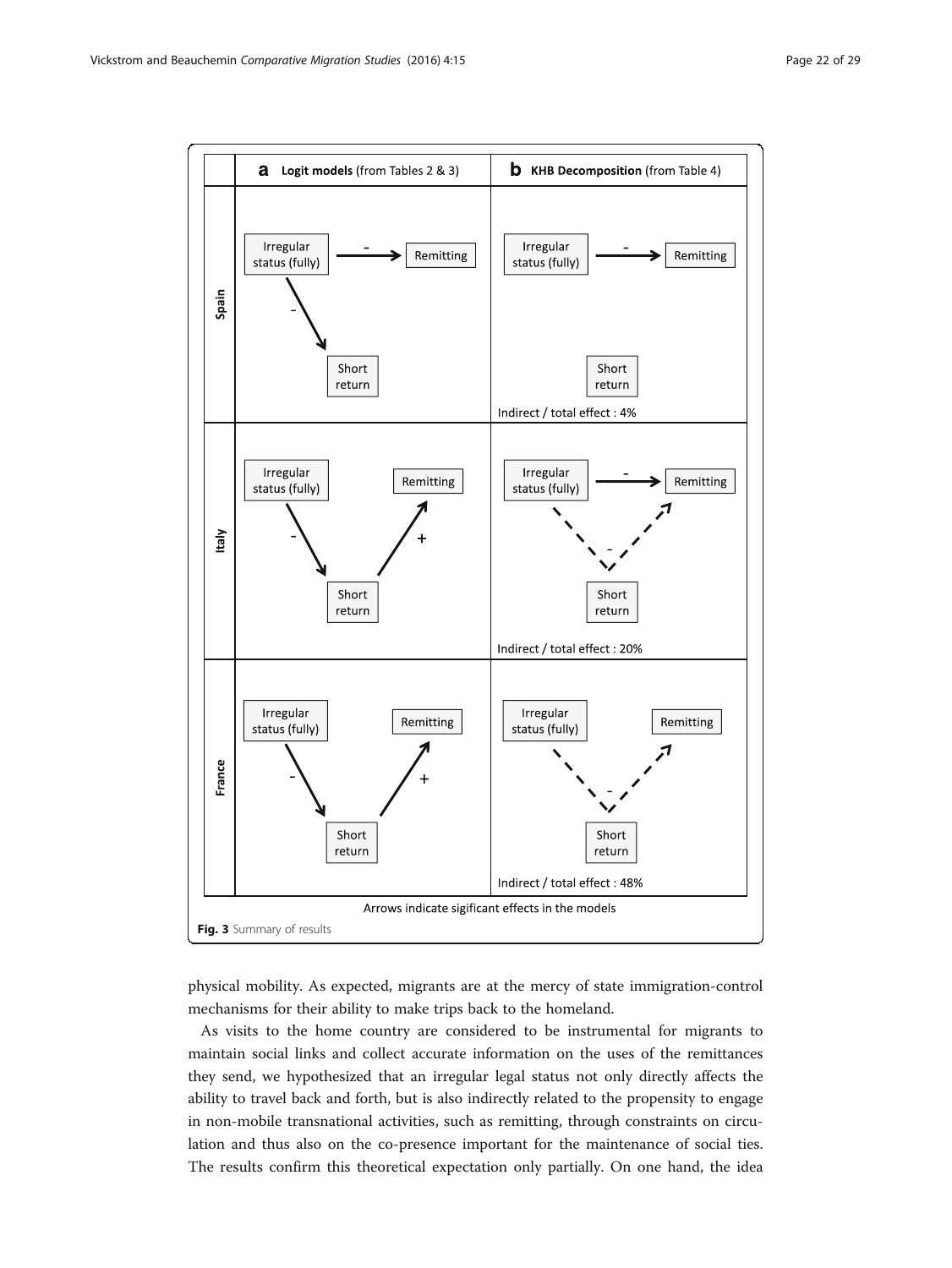Arrows indicate sigificant effects in the models

**Fig. 3** Summary of results

physical mobility. As expected, migrants are at the mercy of state immigration-control mechanisms for their ability to make trips back to the homeland.

As visits to the home country are considered to be instrumental for migrants to maintain social links and collect accurate information on the uses of the remittances they send, we hypothesized that an irregular legal status not only directly affects the ability to travel back and forth, but is also indirectly related to the propensity to engage in non-mobile transnational activities, such as remitting, through constraints on circulation and thus also on the co-presence important for the maintenance of social ties. The results confirm this theoretical expectation only partially. On one hand, the idea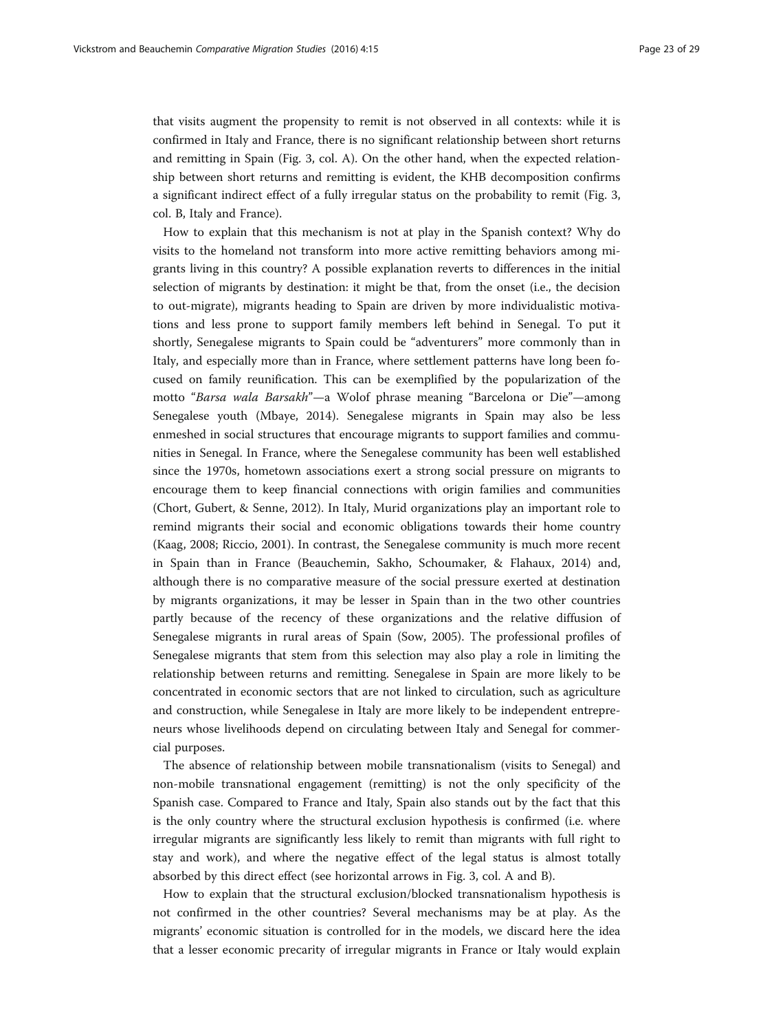that visits augment the propensity to remit is not observed in all contexts: while it is confirmed in Italy and France, there is no significant relationship between short returns and remitting in Spain (Fig. 3, col. A). On the other hand, when the expected relationship between short returns and remitting is evident, the KHB decomposition confirms a significant indirect effect of a fully irregular status on the probability to remit (Fig. 3, col. B, Italy and France).

How to explain that this mechanism is not at play in the Spanish context? Why do visits to the homeland not transform into more active remitting behaviors among migrants living in this country? A possible explanation reverts to differences in the initial selection of migrants by destination: it might be that, from the onset (i.e., the decision to out-migrate), migrants heading to Spain are driven by more individualistic motivations and less prone to support family members left behind in Senegal. To put it shortly, Senegalese migrants to Spain could be "adventurers" more commonly than in Italy, and especially more than in France, where settlement patterns have long been focused on family reunification. This can be exemplified by the popularization of the motto "*Barsa wala Barsakh*"—a Wolof phrase meaning "Barcelona or Die"—among Senegalese youth (Mbaye, 2014). Senegalese migrants in Spain may also be less enmeshed in social structures that encourage migrants to support families and communities in Senegal. In France, where the Senegalese community has been well established since the 1970s, hometown associations exert a strong social pressure on migrants to encourage them to keep financial connections with origin families and communities (Chort, Gubert, & Senne, 2012). In Italy, Murid organizations play an important role to remind migrants their social and economic obligations towards their home country (Kaag, 2008; Riccio, 2001). In contrast, the Senegalese community is much more recent in Spain than in France (Beauchemin, Sakho, Schoumaker, & Flahaux, 2014) and, although there is no comparative measure of the social pressure exerted at destination by migrants organizations, it may be lesser in Spain than in the two other countries partly because of the recency of these organizations and the relative diffusion of Senegalese migrants in rural areas of Spain (Sow, 2005). The professional profiles of Senegalese migrants that stem from this selection may also play a role in limiting the relationship between returns and remitting. Senegalese in Spain are more likely to be concentrated in economic sectors that are not linked to circulation, such as agriculture and construction, while Senegalese in Italy are more likely to be independent entrepreneurs whose livelihoods depend on circulating between Italy and Senegal for commercial purposes.

The absence of relationship between mobile transnationalism (visits to Senegal) and non-mobile transnational engagement (remitting) is not the only specificity of the Spanish case. Compared to France and Italy, Spain also stands out by the fact that this is the only country where the structural exclusion hypothesis is confirmed (i.e. where irregular migrants are significantly less likely to remit than migrants with full right to stay and work), and where the negative effect of the legal status is almost totally absorbed by this direct effect (see horizontal arrows in Fig. 3, col. A and B).

How to explain that the structural exclusion/blocked transnationalism hypothesis is not confirmed in the other countries? Several mechanisms may be at play. As the migrants' economic situation is controlled for in the models, we discard here the idea that a lesser economic precarity of irregular migrants in France or Italy would explain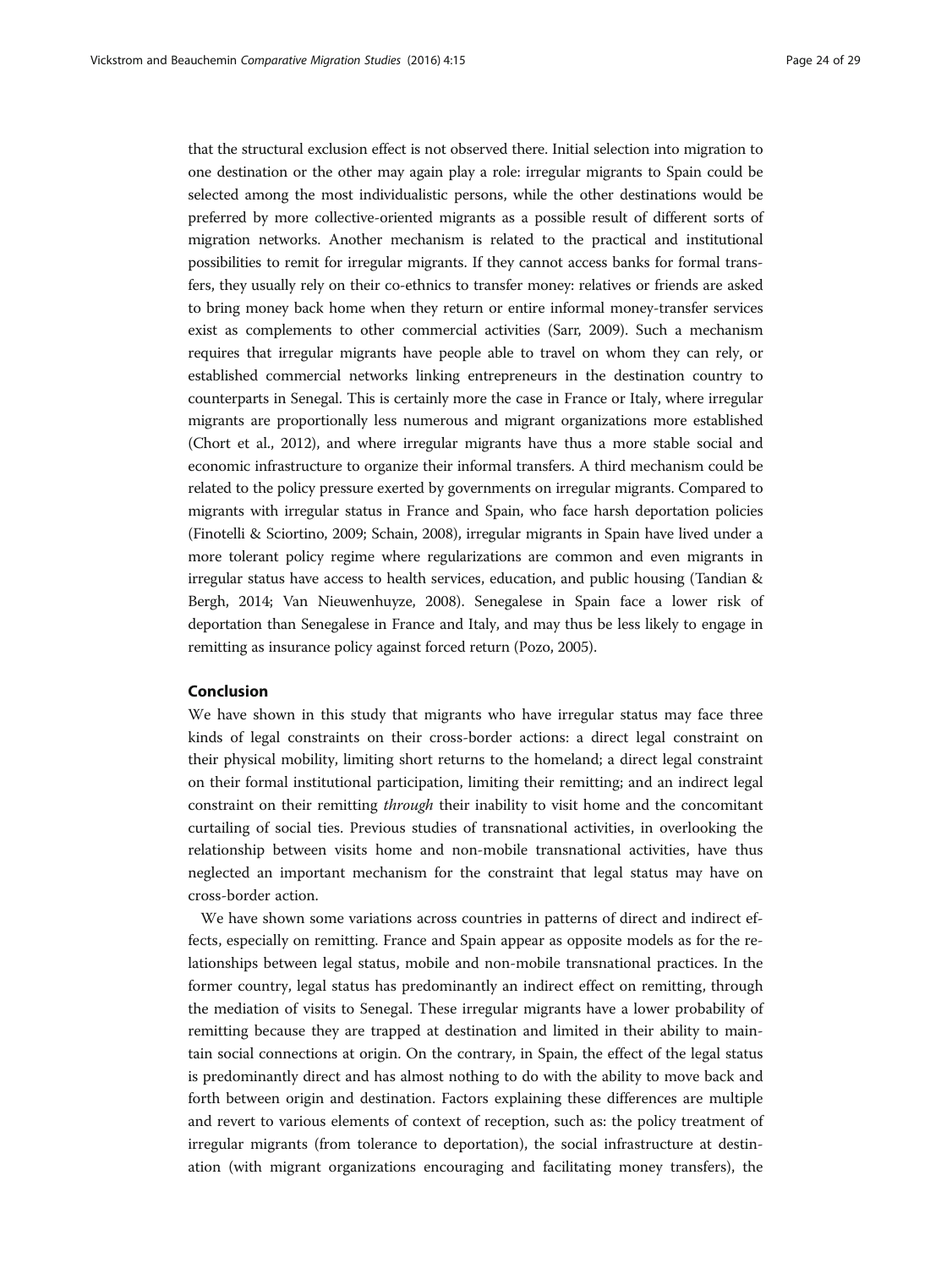that the structural exclusion effect is not observed there. Initial selection into migration to one destination or the other may again play a role: irregular migrants to Spain could be selected among the most individualistic persons, while the other destinations would be preferred by more collective-oriented migrants as a possible result of different sorts of migration networks. Another mechanism is related to the practical and institutional possibilities to remit for irregular migrants. If they cannot access banks for formal transfers, they usually rely on their co-ethnics to transfer money: relatives or friends are asked to bring money back home when they return or entire informal money-transfer services exist as complements to other commercial activities (Sarr, 2009). Such a mechanism requires that irregular migrants have people able to travel on whom they can rely, or established commercial networks linking entrepreneurs in the destination country to counterparts in Senegal. This is certainly more the case in France or Italy, where irregular migrants are proportionally less numerous and migrant organizations more established (Chort et al., 2012), and where irregular migrants have thus a more stable social and economic infrastructure to organize their informal transfers. A third mechanism could be related to the policy pressure exerted by governments on irregular migrants. Compared to migrants with irregular status in France and Spain, who face harsh deportation policies (Finotelli & Sciortino, 2009; Schain, 2008), irregular migrants in Spain have lived under a more tolerant policy regime where regularizations are common and even migrants in irregular status have access to health services, education, and public housing (Tandian & Bergh, 2014; Van Nieuwenhuyze, 2008). Senegalese in Spain face a lower risk of deportation than Senegalese in France and Italy, and may thus be less likely to engage in remitting as insurance policy against forced return (Pozo, 2005).

## Conclusion

We have shown in this study that migrants who have irregular status may face three kinds of legal constraints on their cross-border actions: a direct legal constraint on their physical mobility, limiting short returns to the homeland; a direct legal constraint on their formal institutional participation, limiting their remitting; and an indirect legal constraint on their remitting *through* their inability to visit home and the concomitant curtailing of social ties. Previous studies of transnational activities, in overlooking the relationship between visits home and non-mobile transnational activities, have thus neglected an important mechanism for the constraint that legal status may have on cross-border action.

We have shown some variations across countries in patterns of direct and indirect effects, especially on remitting. France and Spain appear as opposite models as for the relationships between legal status, mobile and non-mobile transnational practices. In the former country, legal status has predominantly an indirect effect on remitting, through the mediation of visits to Senegal. These irregular migrants have a lower probability of remitting because they are trapped at destination and limited in their ability to maintain social connections at origin. On the contrary, in Spain, the effect of the legal status is predominantly direct and has almost nothing to do with the ability to move back and forth between origin and destination. Factors explaining these differences are multiple and revert to various elements of context of reception, such as: the policy treatment of irregular migrants (from tolerance to deportation), the social infrastructure at destination (with migrant organizations encouraging and facilitating money transfers), the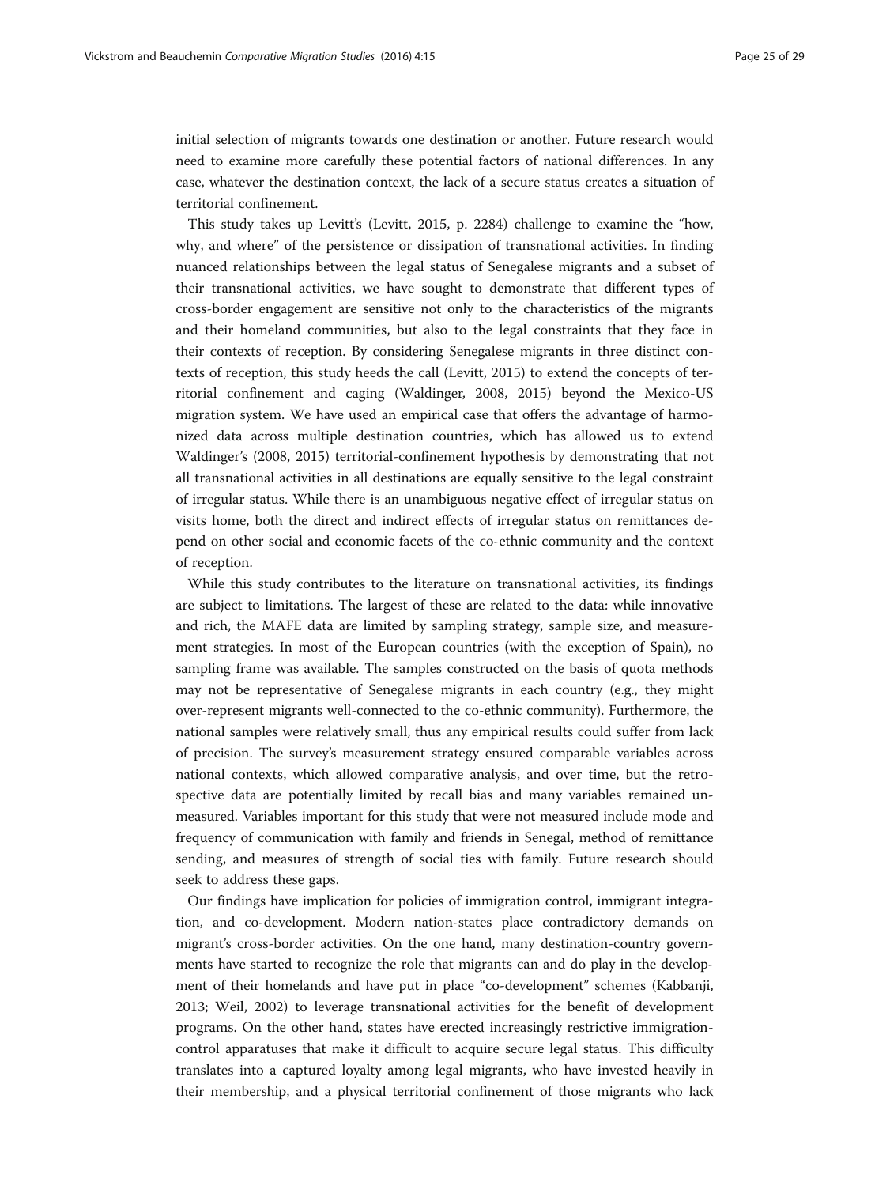initial selection of migrants towards one destination or another. Future research would need to examine more carefully these potential factors of national differences. In any case, whatever the destination context, the lack of a secure status creates a situation of territorial confinement.

This study takes up Levitt's (Levitt, 2015, p. 2284) challenge to examine the "how, why, and where" of the persistence or dissipation of transnational activities. In finding nuanced relationships between the legal status of Senegalese migrants and a subset of their transnational activities, we have sought to demonstrate that different types of cross-border engagement are sensitive not only to the characteristics of the migrants and their homeland communities, but also to the legal constraints that they face in their contexts of reception. By considering Senegalese migrants in three distinct contexts of reception, this study heeds the call (Levitt, 2015) to extend the concepts of territorial confinement and caging (Waldinger, 2008, 2015) beyond the Mexico-US migration system. We have used an empirical case that offers the advantage of harmonized data across multiple destination countries, which has allowed us to extend Waldinger's (2008, 2015) territorial-confinement hypothesis by demonstrating that not all transnational activities in all destinations are equally sensitive to the legal constraint of irregular status. While there is an unambiguous negative effect of irregular status on visits home, both the direct and indirect effects of irregular status on remittances depend on other social and economic facets of the co-ethnic community and the context of reception.

While this study contributes to the literature on transnational activities, its findings are subject to limitations. The largest of these are related to the data: while innovative and rich, the MAFE data are limited by sampling strategy, sample size, and measurement strategies. In most of the European countries (with the exception of Spain), no sampling frame was available. The samples constructed on the basis of quota methods may not be representative of Senegalese migrants in each country (e.g., they might over-represent migrants well-connected to the co-ethnic community). Furthermore, the national samples were relatively small, thus any empirical results could suffer from lack of precision. The survey's measurement strategy ensured comparable variables across national contexts, which allowed comparative analysis, and over time, but the retrospective data are potentially limited by recall bias and many variables remained unmeasured. Variables important for this study that were not measured include mode and frequency of communication with family and friends in Senegal, method of remittance sending, and measures of strength of social ties with family. Future research should seek to address these gaps.

Our findings have implication for policies of immigration control, immigrant integration, and co-development. Modern nation-states place contradictory demands on migrant's cross-border activities. On the one hand, many destination-country governments have started to recognize the role that migrants can and do play in the development of their homelands and have put in place "co-development" schemes (Kabbanji, 2013; Weil, 2002) to leverage transnational activities for the benefit of development programs. On the other hand, states have erected increasingly restrictive immigration-control apparatuses that make it difficult to acquire secure legal status. This difficulty translates into a captured loyalty among legal migrants, who have invested heavily in their membership, and a physical territorial confinement of those migrants who lack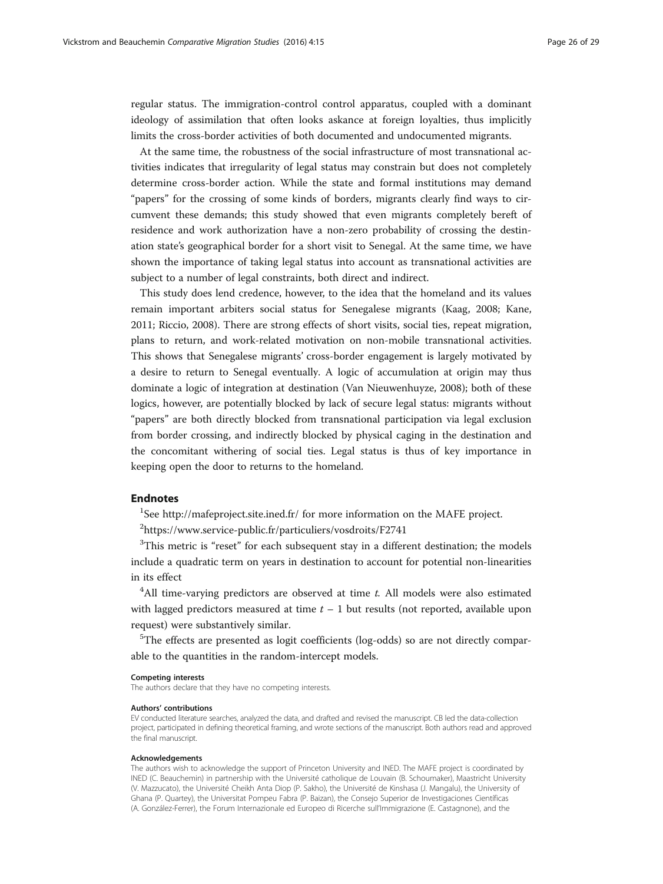regular status. The immigration-control control apparatus, coupled with a dominant ideology of assimilation that often looks askance at foreign loyalties, thus implicitly limits the cross-border activities of both documented and undocumented migrants.

At the same time, the robustness of the social infrastructure of most transnational activities indicates that irregularity of legal status may constrain but does not completely determine cross-border action. While the state and formal institutions may demand "papers" for the crossing of some kinds of borders, migrants clearly find ways to circumvent these demands; this study showed that even migrants completely bereft of residence and work authorization have a non-zero probability of crossing the destination state's geographical border for a short visit to Senegal. At the same time, we have shown the importance of taking legal status into account as transnational activities are subject to a number of legal constraints, both direct and indirect.

This study does lend credence, however, to the idea that the homeland and its values remain important arbiters social status for Senegalese migrants (Kaag, 2008; Kane, 2011; Riccio, 2008). There are strong effects of short visits, social ties, repeat migration, plans to return, and work-related motivation on non-mobile transnational activities. This shows that Senegalese migrants' cross-border engagement is largely motivated by a desire to return to Senegal eventually. A logic of accumulation at origin may thus dominate a logic of integration at destination (Van Nieuwenhuyze, 2008); both of these logics, however, are potentially blocked by lack of secure legal status: migrants without "papers" are both directly blocked from transnational participation via legal exclusion from border crossing, and indirectly blocked by physical caging in the destination and the concomitant withering of social ties. Legal status is thus of key importance in keeping open the door to returns to the homeland.

## Endnotes

[1]See http://mafeproject.site.ined.fr/ for more information on the MAFE project.

[2]https://www.service-public.fr/particuliers/vosdroits/F2741

[3]This metric is "reset" for each subsequent stay in a different destination; the models include a quadratic term on years in destination to account for potential non-linearities in its effect

[4]All time-varying predictors are observed at time $t$. All models were also estimated with lagged predictors measured at time $t - 1$ but results (not reported, available upon request) were substantively similar.

[5]The effects are presented as logit coefficients (log-odds) so are not directly comparable to the quantities in the random-intercept models.

#### Competing interests

The authors declare that they have no competing interests.

#### Authors' contributions

EV conducted literature searches, analyzed the data, and drafted and revised the manuscript. CB led the data-collection project, participated in defining theoretical framing, and wrote sections of the manuscript. Both authors read and approved the final manuscript.

#### Acknowledgements

The authors wish to acknowledge the support of Princeton University and INED. The MAFE project is coordinated by INED (C. Beauchemin) in partnership with the Université catholique de Louvain (B. Schoumaker), Maastricht University (V. Mazzucato), the Université Cheikh Anta Diop (P. Sakho), the Université de Kinshasa (J. Mangalu), the University of Ghana (P. Quartey), the Universitat Pompeu Fabra (P. Baizan), the Consejo Superior de Investigaciones Científicas (A. González-Ferrer), the Forum Internazionale ed Europeo di Ricerche sull'Immigrazione (E. Castagnone), and the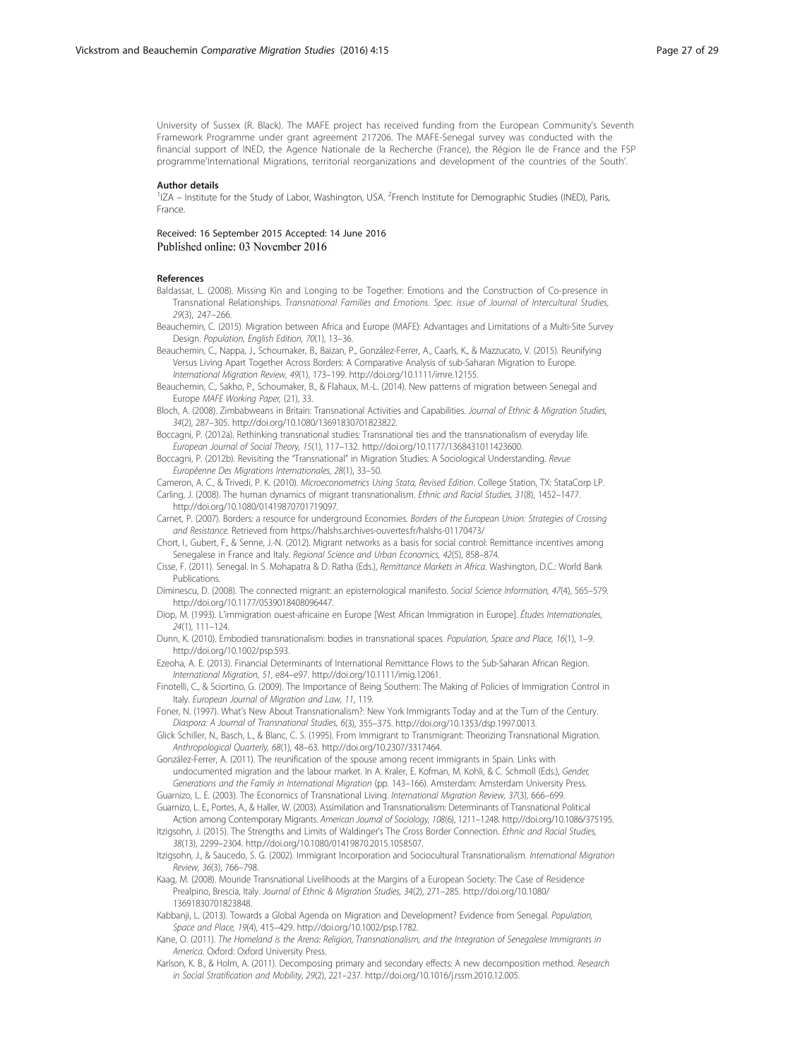University of Sussex (R. Black). The MAFE project has received funding from the European Community's Seventh Framework Programme under grant agreement 217206. The MAFE-Senegal survey was conducted with the financial support of INED, the Agence Nationale de la Recherche (France), the Région Ile de France and the FSP programme'International Migrations, territorial reorganizations and development of the countries of the South'.

#### Author details

[1]IZA – Institute for the Study of Labor, Washington, USA. [2]French Institute for Demographic Studies (INED), Paris, France.

Received: 16 September 2015 Accepted: 14 June 2016
Published online: 03 November 2016

#### References

Baldassar, L. (2008). Missing Kin and Longing to be Together: Emotions and the Construction of Co-presence in Transnational Relationships. *Transnational Families and Emotions. Spec. issue of Journal of Intercultural Studies, 29*(3), 247–266.

Beauchemin, C. (2015). Migration between Africa and Europe (MAFE): Advantages and Limitations of a Multi-Site Survey Design. *Population, English Edition, 70*(1), 13–36.

Beauchemin, C., Nappa, J., Schoumaker, B., Baizan, P., González-Ferrer, A., Caarls, K., & Mazzucato, V. (2015). Reunifying Versus Living Apart Together Across Borders: A Comparative Analysis of sub-Saharan Migration to Europe. *International Migration Review, 49*(1), 173–199. http://doi.org/10.1111/imre.12155.

Beauchemin, C., Sakho, P., Schoumaker, B., & Flahaux, M.-L. (2014). New patterns of migration between Senegal and Europe *MAFE Working Paper, (21)*, 33.

Bloch, A. (2008). Zimbabweans in Britain: Transnational Activities and Capabilities. *Journal of Ethnic & Migration Studies, 34*(2), 287–305. http://doi.org/10.1080/13691830701823822.

Boccagni, P. (2012a). Rethinking transnational studies: Transnational ties and the transnationalism of everyday life. *European Journal of Social Theory, 15*(1), 117–132. http://doi.org/10.1177/1368431011423600.

Boccagni, P. (2012b). Revisiting the "Transnational" in Migration Studies: A Sociological Understanding. *Revue Européenne Des Migrations Internationales, 28*(1), 33–50.

Cameron, A. C., & Trivedi, P. K. (2010). *Microeconometrics Using Stata, Revised Edition*. College Station, TX: StataCorp LP.

Carling, J. (2008). The human dynamics of migrant transnationalism. *Ethnic and Racial Studies, 31*(8), 1452–1477. http://doi.org/10.1080/01419870701719097.

Carnet, P. (2007). Borders: a resource for underground Economies. *Borders of the European Union: Strategies of Crossing and Resistance*. Retrieved from https://halshs.archives-ouvertes.fr/halshs-01170473/

Chort, I., Gubert, F., & Senne, J.-N. (2012). Migrant networks as a basis for social control: Remittance incentives among Senegalese in France and Italy. *Regional Science and Urban Economics, 42*(5), 858–874.

Cisse, F. (2011). Senegal. In S. Mohapatra & D. Ratha (Eds.), *Remittance Markets in Africa*. Washington, D.C.: World Bank Publications.

Diminescu, D. (2008). The connected migrant: an epistemological manifesto. *Social Science Information, 47*(4), 565–579. http://doi.org/10.1177/0539018408096447.

Diop, M. (1993). L'immigration ouest-africaine en Europe [West African Immigration in Europe]. *Études Internationales, 24*(1), 111–124.

Dunn, K. (2010). Embodied transnationalism: bodies in transnational spaces. *Population, Space and Place, 16*(1), 1–9. http://doi.org/10.1002/psp.593.

Ezeoha, A. E. (2013). Financial Determinants of International Remittance Flows to the Sub-Saharan African Region. *International Migration, 51*, e84–e97. http://doi.org/10.1111/imig.12061.

Finotelli, C., & Sciortino, G. (2009). The Importance of Being Southern: The Making of Policies of Immigration Control in Italy. *European Journal of Migration and Law, 11*, 119.

Foner, N. (1997). What's New About Transnationalism?: New York Immigrants Today and at the Turn of the Century. *Diaspora: A Journal of Transnational Studies, 6*(3), 355–375. http://doi.org/10.1353/dsp.1997.0013.

Glick Schiller, N., Basch, L., & Blanc, C. S. (1995). From Immigrant to Transmigrant: Theorizing Transnational Migration. *Anthropological Quarterly, 68*(1), 48–63. http://doi.org/10.2307/3317464.

González-Ferrer, A. (2011). The reunification of the spouse among recent immigrants in Spain. Links with undocumented migration and the labour market. In A. Kraler, E. Kofman, M. Kohli, & C. Schmoll (Eds.), *Gender, Generations and the Family in International Migration* (pp. 143–166). Amsterdam: Amsterdam University Press.

Guarnizo, L. E. (2003). The Economics of Transnational Living. *International Migration Review, 37*(3), 666–699.

Guarnizo, L. E., Portes, A., & Haller, W. (2003). Assimilation and Transnationalism: Determinants of Transnational Political Action among Contemporary Migrants. *American Journal of Sociology, 108*(6), 1211–1248. http://doi.org/10.1086/375195.

Itzigsohn, J. (2015). The Strengths and Limits of Waldinger's The Cross Border Connection. *Ethnic and Racial Studies, 38*(13), 2299–2304. http://doi.org/10.1080/01419870.2015.1058507.

Itzigsohn, J., & Saucedo, S. G. (2002). Immigrant Incorporation and Sociocultural Transnationalism. *International Migration Review, 36*(3), 766–798.

Kaag, M. (2008). Mouride Transnational Livelihoods at the Margins of a European Society: The Case of Residence Prealpino, Brescia, Italy. *Journal of Ethnic & Migration Studies, 34*(2), 271–285. http://doi.org/10.1080/13691830701823848.

Kabbanji, L. (2013). Towards a Global Agenda on Migration and Development? Evidence from Senegal. *Population, Space and Place, 19*(4), 415–429. http://doi.org/10.1002/psp.1782.

Kane, O. (2011). *The Homeland is the Arena: Religion, Transnationalism, and the Integration of Senegalese Immigrants in America*. Oxford: Oxford University Press.

Karlson, K. B., & Holm, A. (2011). Decomposing primary and secondary effects: A new decomposition method. *Research in Social Stratification and Mobility, 29*(2), 221–237. http://doi.org/10.1016/j.rssm.2010.12.005.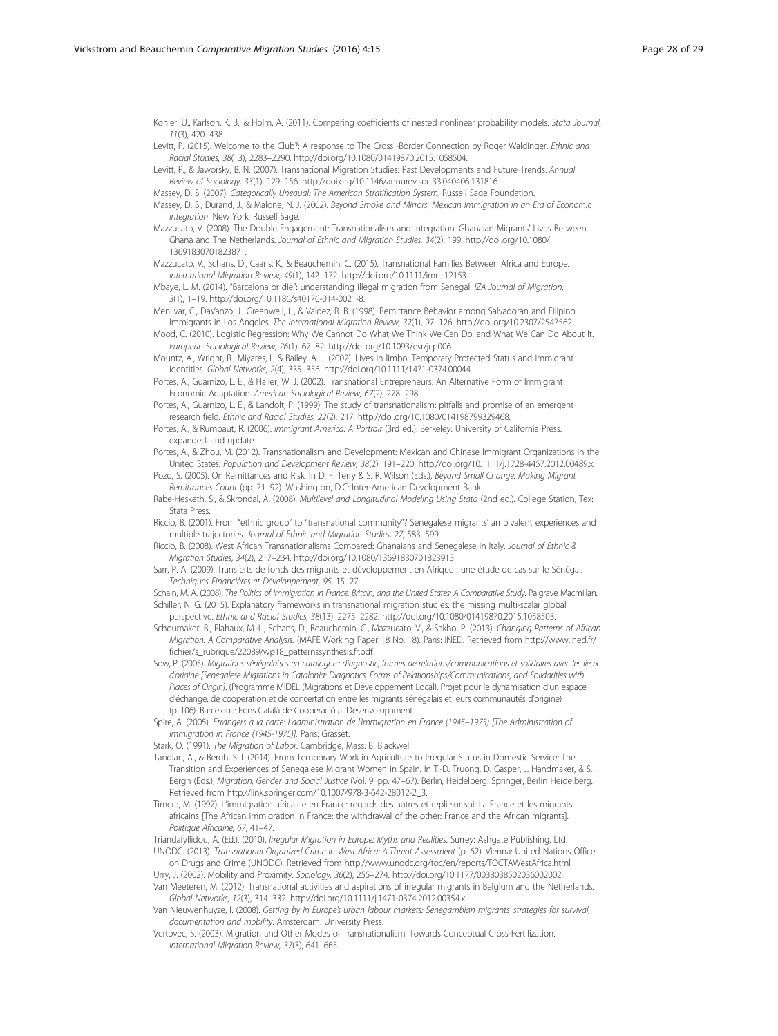Kohler, U., Karlson, K. B., & Holm, A. (2011). Comparing coefficients of nested nonlinear probability models. *Stata Journal, 11*(3), 420–438.

Levitt, P. (2015). Welcome to the Club?: A response to The Cross -Border Connection by Roger Waldinger. *Ethnic and Racial Studies, 38*(13), 2283–2290. http://doi.org/10.1080/01419870.2015.1058504.

Levitt, P., & Jaworsky, B. N. (2007). Transnational Migration Studies: Past Developments and Future Trends. *Annual Review of Sociology, 33*(1), 129–156. http://doi.org/10.1146/annurev.soc.33.040406.131816.

Massey, D. S. (2007). *Categorically Unequal: The American Stratification System*. Russell Sage Foundation.

Massey, D. S., Durand, J., & Malone, N. J. (2002). *Beyond Smoke and Mirrors: Mexican Immigration in an Era of Economic Integration*. New York: Russell Sage.

Mazzucato, V. (2008). The Double Engagement: Transnationalism and Integration. Ghanaian Migrants' Lives Between Ghana and The Netherlands. *Journal of Ethnic and Migration Studies, 34*(2), 199. http://doi.org/10.1080/13691830701823871.

Mazzucato, V., Schans, D., Caarls, K., & Beauchemin, C. (2015). Transnational Families Between Africa and Europe. *International Migration Review, 49*(1), 142–172. http://doi.org/10.1111/imre.12153.

Mbaye, L. M. (2014). "Barcelona or die": understanding illegal migration from Senegal. *IZA Journal of Migration, 3*(1), 1–19. http://doi.org/10.1186/s40176-014-0021-8.

Menjivar, C., DaVanzo, J., Greenwell, L., & Valdez, R. B. (1998). Remittance Behavior among Salvadoran and Filipino Immigrants in Los Angeles. *The International Migration Review, 32*(1), 97–126. http://doi.org/10.2307/2547562.

Mood, C. (2010). Logistic Regression: Why We Cannot Do What We Think We Can Do, and What We Can Do About It. *European Sociological Review, 26*(1), 67–82. http://doi.org/10.1093/esr/jcp006.

Mountz, A., Wright, R., Miyares, I., & Bailey, A. J. (2002). Lives in limbo: Temporary Protected Status and immigrant identities. *Global Networks, 2*(4), 335–356. http://doi.org/10.1111/1471-0374.00044.

Portes, A., Guarnizo, L. E., & Haller, W. J. (2002). Transnational Entrepreneurs: An Alternative Form of Immigrant Economic Adaptation. *American Sociological Review, 67*(2), 278–298.

Portes, A., Guarnizo, L. E., & Landolt, P. (1999). The study of transnationalism: pitfalls and promise of an emergent research field. *Ethnic and Racial Studies, 22*(2), 217. http://doi.org/10.1080/014198799329468.

Portes, A., & Rumbaut, R. (2006). *Immigrant America: A Portrait* (3rd ed.). Berkeley: University of California Press. expanded, and update.

Portes, A., & Zhou, M. (2012). Transnationalism and Development: Mexican and Chinese Immigrant Organizations in the United States. *Population and Development Review, 38*(2), 191–220. http://doi.org/10.1111/j.1728-4457.2012.00489.x.

Pozo, S. (2005). On Remittances and Risk. In D. F. Terry & S. R. Wilson (Eds.), *Beyond Small Change: Making Migrant Remittances Count* (pp. 71–92). Washington, D.C: Inter-American Development Bank.

Rabe-Hesketh, S., & Skrondal, A. (2008). *Multilevel and Longitudinal Modeling Using Stata* (2nd ed.). College Station, Tex: Stata Press.

Riccio, B. (2001). From "ethnic group" to "transnational community"? Senegalese migrants' ambivalent experiences and multiple trajectories. *Journal of Ethnic and Migration Studies, 27*, 583–599.

Riccio, B. (2008). West African Transnationalisms Compared: Ghanaians and Senegalese in Italy. *Journal of Ethnic & Migration Studies, 34*(2), 217–234. http://doi.org/10.1080/13691830701823913.

Sarr, P. A. (2009). Transferts de fonds des migrants et développement en Afrique : une étude de cas sur le Sénégal. *Techniques Financières et Développement, 95*, 15–27.

Schain, M. A. (2008). *The Politics of Immigration in France, Britain, and the United States: A Comparative Study*. Palgrave Macmillan.

Schiller, N. G. (2015). Explanatory frameworks in transnational migration studies: the missing multi-scalar global perspective. *Ethnic and Racial Studies, 38*(13), 2275–2282. http://doi.org/10.1080/01419870.2015.1058503.

Schoumaker, B., Flahaux, M.-L., Schans, D., Beauchemin, C., Mazzucato, V., & Sakho, P. (2013). *Changing Patterns of African Migration: A Comparative Analysis*. (MAFE Working Paper 18 No. 18). Paris: INED. Retrieved from http://www.ined.fr/fichier/s_rubrique/22089/wp18_patternssynthesis.fr.pdf

Sow, P. (2005). *Migrations sénégalaises en catalogne : diagnostic, formes de relations/communications et solidaires avec les lieux d'origine [Senegalese Migrations in Catalonia: Diagnostics, Forms of Relationships/Communications, and Solidarities with Places of Origin]*. (Programme MIDEL (Migrations et Développement Local). Projet pour le dynamisation d'un espace d'échange, de cooperation et de concertation entre les migrants sénégalais et leurs communautés d'origine) (p. 106). Barcelona: Fons Català de Cooperació al Desenvolupament.

Spire, A. (2005). *Etrangers à la carte: L'administration de l'immigration en France (1945–1975) [The Administration of Immigration in France (1945-1975)]*. Paris: Grasset.

Stark, O. (1991). *The Migration of Labor*. Cambridge, Mass: B. Blackwell.

Tandian, A., & Bergh, S. I. (2014). From Temporary Work in Agriculture to Irregular Status in Domestic Service: The Transition and Experiences of Senegalese Migrant Women in Spain. In T.-D. Truong, D. Gasper, J. Handmaker, & S. I. Bergh (Eds.), *Migration, Gender and Social Justice* (Vol. 9, pp. 47–67). Berlin, Heidelberg: Springer, Berlin Heidelberg. Retrieved from http://link.springer.com/10.1007/978-3-642-28012-2_3.

Timera, M. (1997). L'immigration africaine en France: regards des autres et repli sur soi: La France et les migrants africains [The African immigration in France: the withdrawal of the other: France and the African migrants]. *Politique Africaine, 67*, 41–47.

Triandafyllidou, A. (Ed.). (2010). *Irregular Migration in Europe: Myths and Realities*. Surrey: Ashgate Publishing, Ltd.

UNODC. (2013). *Transnational Organized Crime in West Africa: A Threat Assessment* (p. 62). Vienna: United Nations Office on Drugs and Crime (UNODC). Retrieved from http://www.unodc.org/toc/en/reports/TOCTAWestAfrica.html

Urry, J. (2002). Mobility and Proximity. *Sociology, 36*(2), 255–274. http://doi.org/10.1177/0038038502036002002.

Van Meeteren, M. (2012). Transnational activities and aspirations of irregular migrants in Belgium and the Netherlands. *Global Networks, 12*(3), 314–332. http://doi.org/10.1111/j.1471-0374.2012.00354.x.

Van Nieuwenhuyze, I. (2008). *Getting by in Europe's urban labour markets: Senegambian migrants' strategies for survival, documentation and mobility*. Amsterdam: University Press.

Vertovec, S. (2003). Migration and Other Modes of Transnationalism: Towards Conceptual Cross-Fertilization. *International Migration Review, 37*(3), 641–665.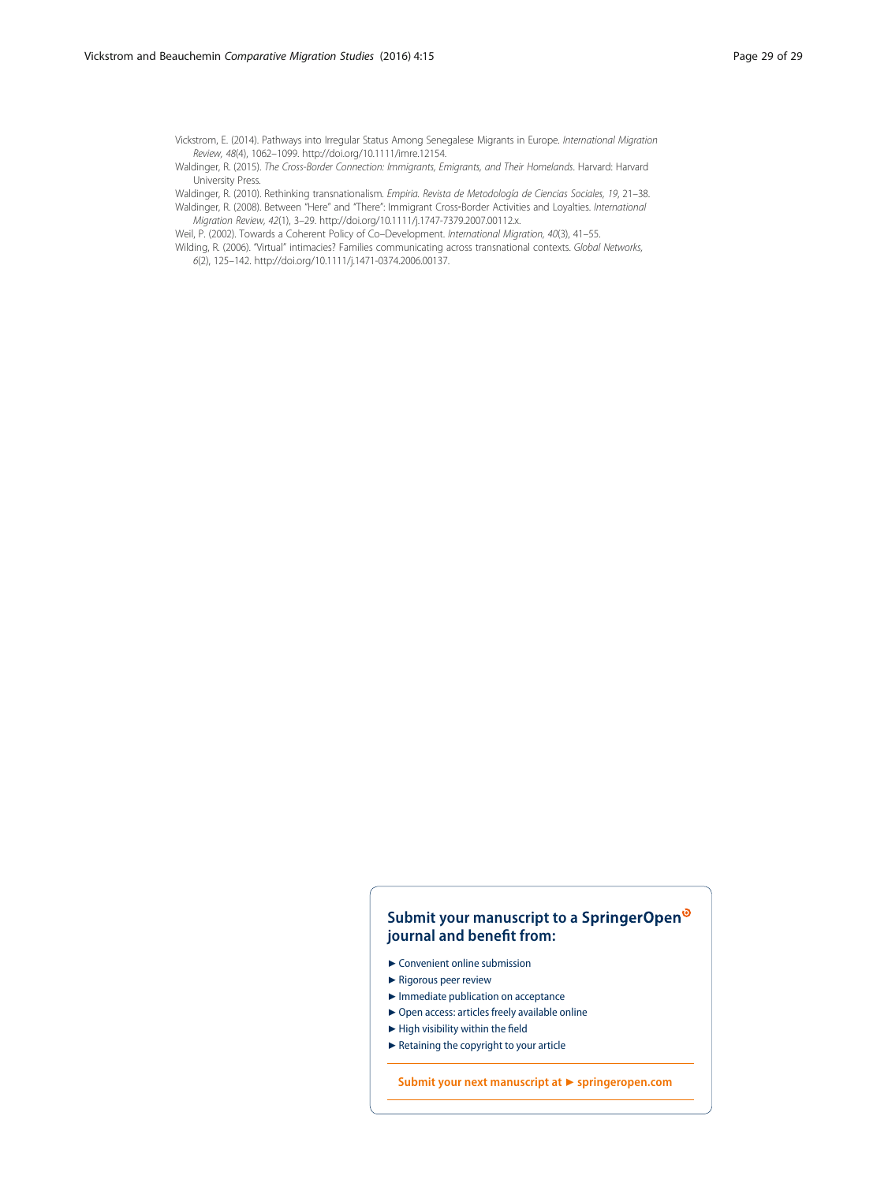Vickstrom, E. (2014). Pathways into Irregular Status Among Senegalese Migrants in Europe. *International Migration Review, 48*(4), 1062–1099. http://doi.org/10.1111/imre.12154.

Waldinger, R. (2015). *The Cross-Border Connection: Immigrants, Emigrants, and Their Homelands*. Harvard: Harvard University Press.

Waldinger, R. (2010). Rethinking transnationalism. *Empiria. Revista de Metodología de Ciencias Sociales, 19*, 21–38.

Waldinger, R. (2008). Between "Here" and "There": Immigrant Cross-Border Activities and Loyalties. *International Migration Review, 42*(1), 3–29. http://doi.org/10.1111/j.1747-7379.2007.00112.x.

Weil, P. (2002). Towards a Coherent Policy of Co–Development. *International Migration, 40*(3), 41–55.

Wilding, R. (2006). "Virtual" intimacies? Families communicating across transnational contexts. *Global Networks, 6*(2), 125–142. http://doi.org/10.1111/j.1471-0374.2006.00137.

**Submit your manuscript to a SpringerOpen journal and benefit from:**

- ► Convenient online submission
- ► Rigorous peer review
- ► Immediate publication on acceptance
- ► Open access: articles freely available online
- ► High visibility within the field
- ► Retaining the copyright to your article

**Submit your next manuscript at ► springeropen.com**